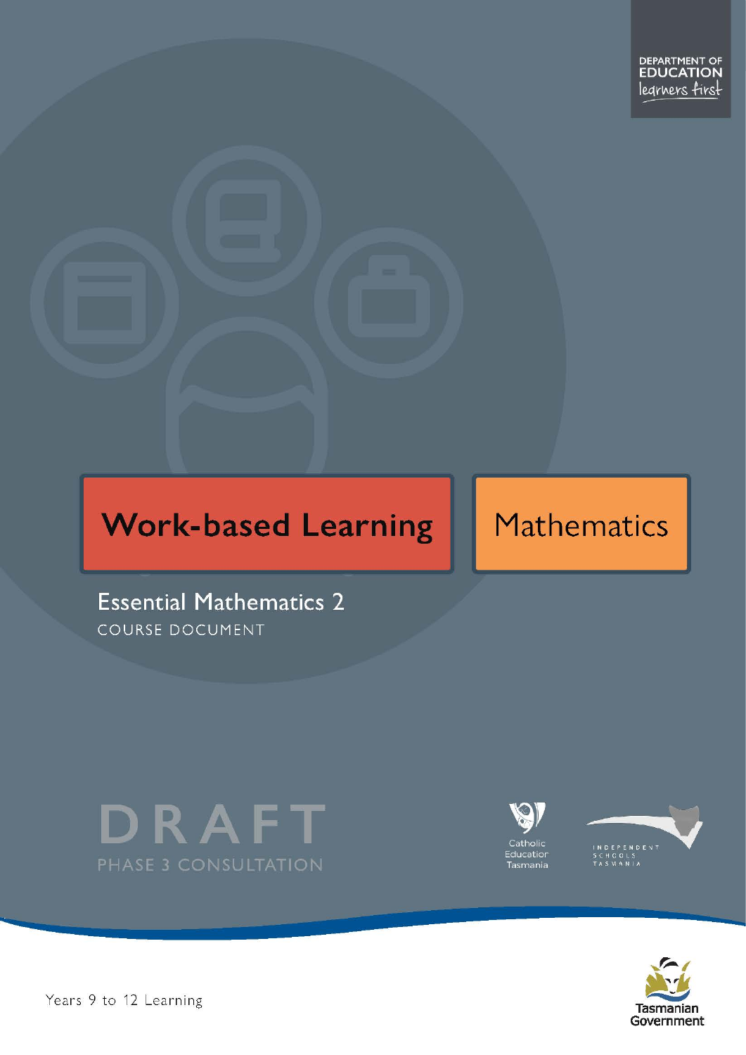DEPARTMENT OF EDUCATION
learners first

# Work-based Learning

# Mathematics

## Essential Mathematics 2

COURSE DOCUMENT

DRAFT

PHASE 3 CONSULTATION

Catholic Education Tasmania

INDEPENDENT SCHOOLS TASMANIA

Tasmanian Government

Years 9 to 12 Learning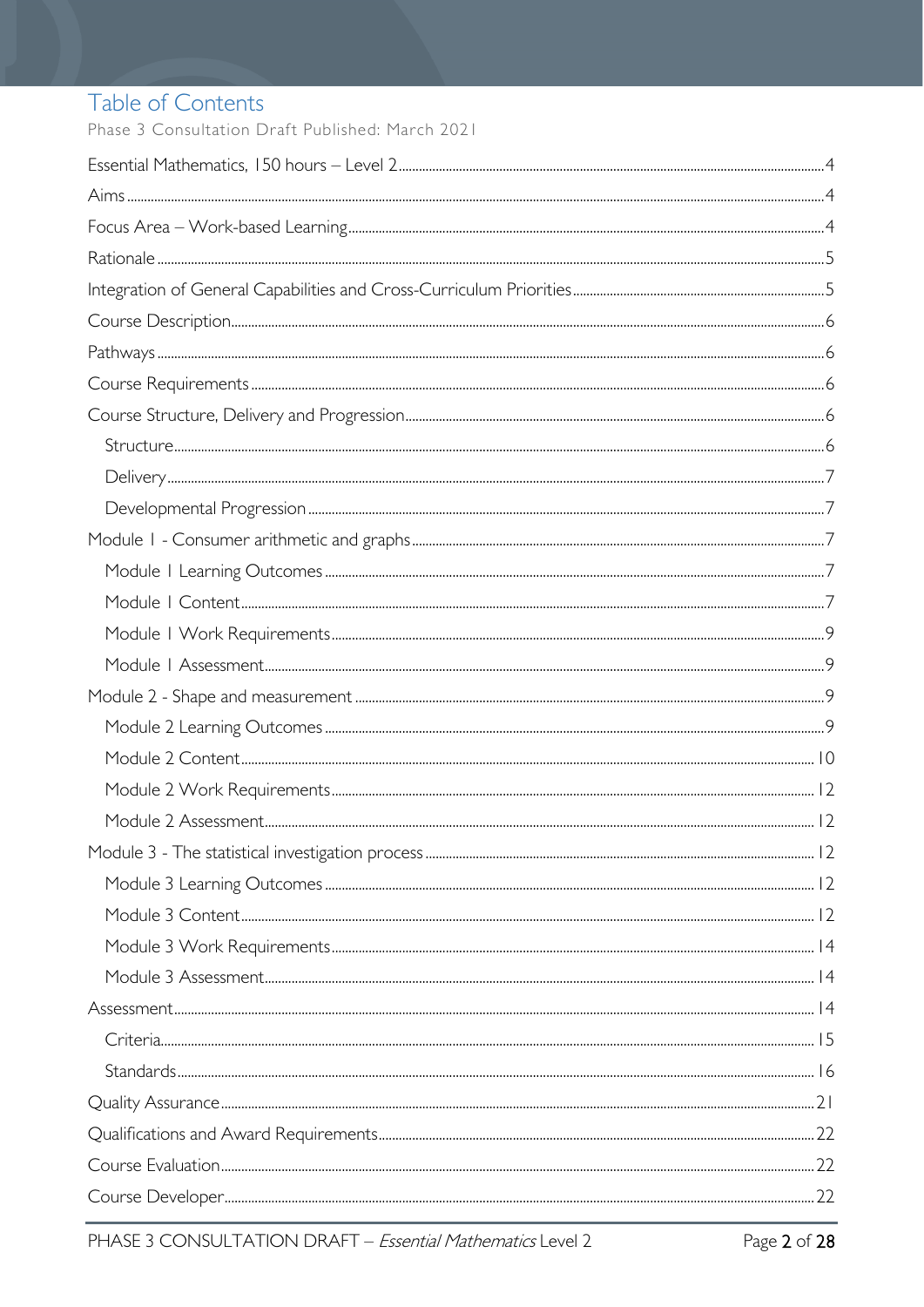# Table of Contents

Phase 3 Consultation Draft Published: March 2021

Essential Mathematics, 150 hours – Level 2 .......... 4

Aims .......... 4

Focus Area – Work-based Learning .......... 4

Rationale .......... 5

Integration of General Capabilities and Cross-Curriculum Priorities .......... 5

Course Description .......... 6

Pathways .......... 6

Course Requirements .......... 6

Course Structure, Delivery and Progression .......... 6

- Structure .......... 6
- Delivery .......... 7
- Developmental Progression .......... 7

Module 1 - Consumer arithmetic and graphs .......... 7

- Module 1 Learning Outcomes .......... 7
- Module 1 Content .......... 7
- Module 1 Work Requirements .......... 9
- Module 1 Assessment .......... 9

Module 2 - Shape and measurement .......... 9

- Module 2 Learning Outcomes .......... 9
- Module 2 Content .......... 10
- Module 2 Work Requirements .......... 12
- Module 2 Assessment .......... 12

Module 3 - The statistical investigation process .......... 12

- Module 3 Learning Outcomes .......... 12
- Module 3 Content .......... 12
- Module 3 Work Requirements .......... 14
- Module 3 Assessment .......... 14

Assessment .......... 14

- Criteria .......... 15
- Standards .......... 16

Quality Assurance .......... 21

Qualifications and Award Requirements .......... 22

Course Evaluation .......... 22

Course Developer .......... 22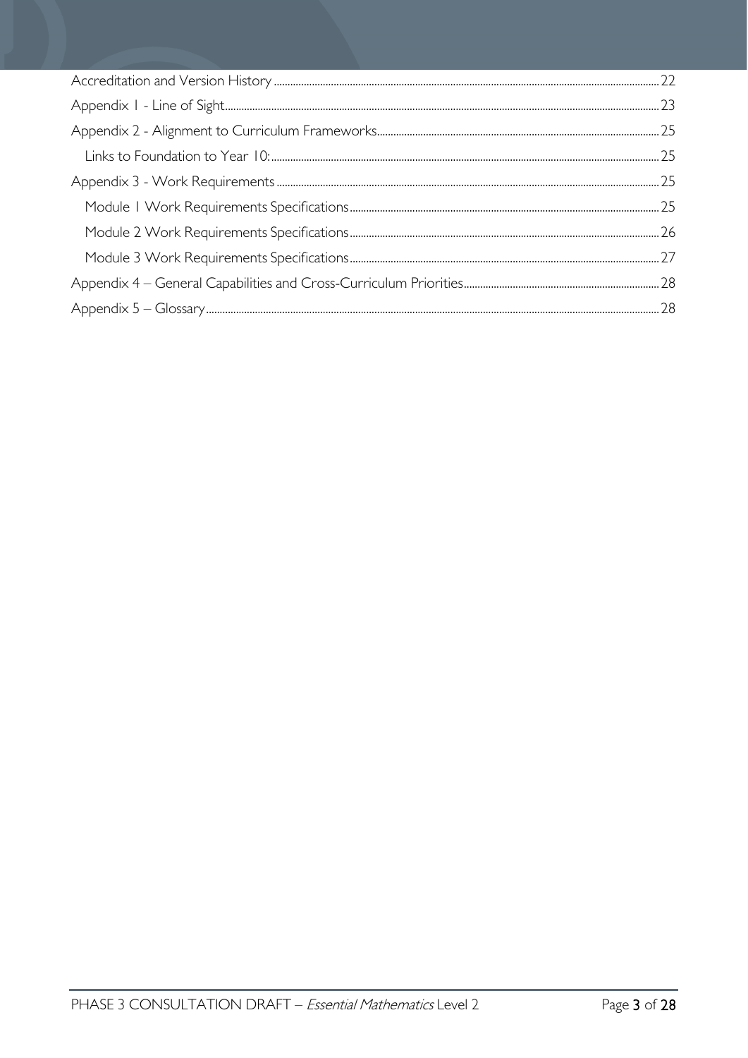Accreditation and Version History ... 22
Appendix 1 - Line of Sight ... 23
Appendix 2 - Alignment to Curriculum Frameworks ... 25
- Links to Foundation to Year 10: ... 25

Appendix 3 - Work Requirements ... 25
- Module 1 Work Requirements Specifications ... 25
- Module 2 Work Requirements Specifications ... 26
- Module 3 Work Requirements Specifications ... 27

Appendix 4 – General Capabilities and Cross-Curriculum Priorities ... 28
Appendix 5 – Glossary ... 28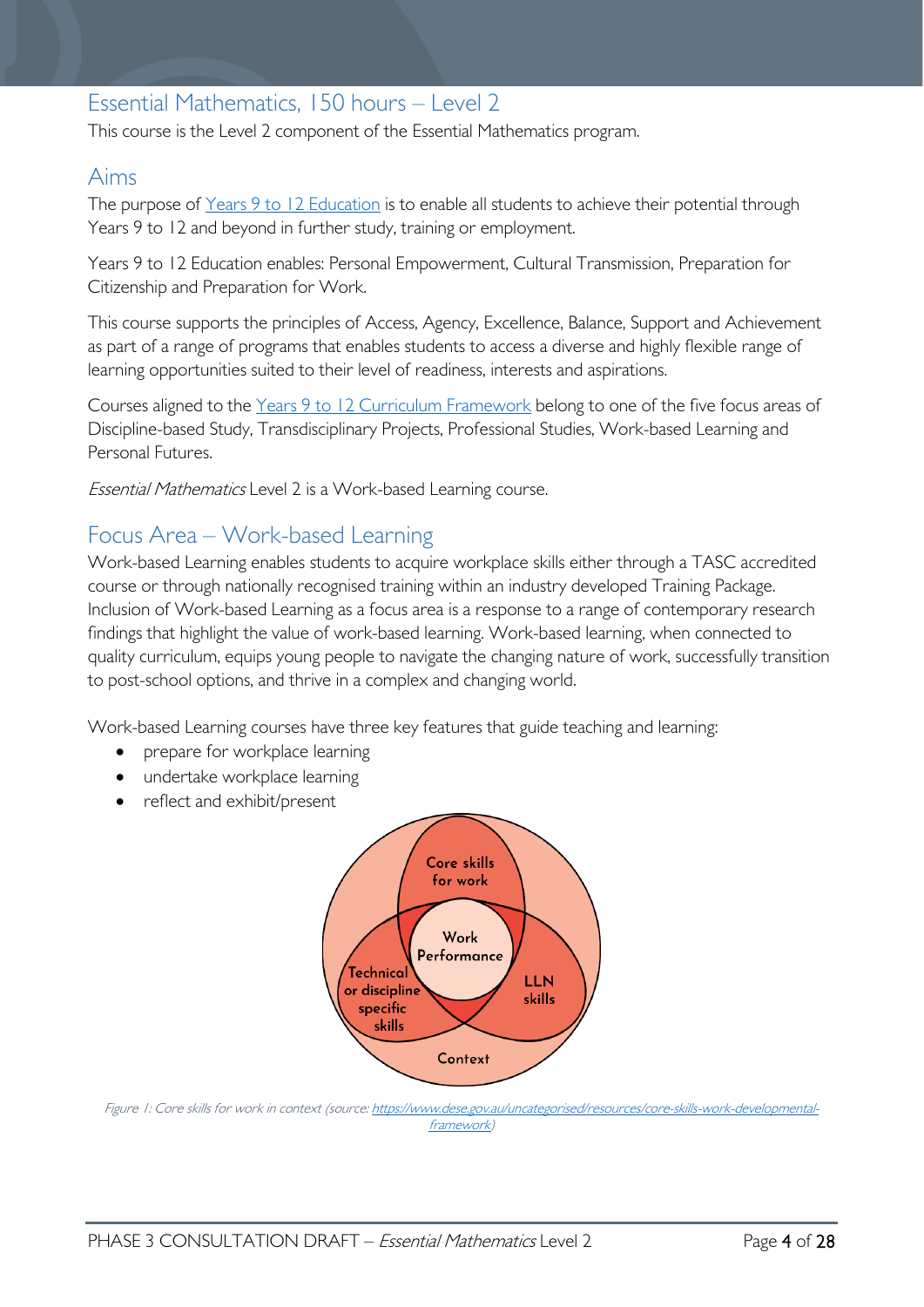## Essential Mathematics, 150 hours – Level 2

This course is the Level 2 component of the Essential Mathematics program.

## Aims

The purpose of Years 9 to 12 Education is to enable all students to achieve their potential through Years 9 to 12 and beyond in further study, training or employment.

Years 9 to 12 Education enables: Personal Empowerment, Cultural Transmission, Preparation for Citizenship and Preparation for Work.

This course supports the principles of Access, Agency, Excellence, Balance, Support and Achievement as part of a range of programs that enables students to access a diverse and highly flexible range of learning opportunities suited to their level of readiness, interests and aspirations.

Courses aligned to the Years 9 to 12 Curriculum Framework belong to one of the five focus areas of Discipline-based Study, Transdisciplinary Projects, Professional Studies, Work-based Learning and Personal Futures.

*Essential Mathematics* Level 2 is a Work-based Learning course.

## Focus Area – Work-based Learning

Work-based Learning enables students to acquire workplace skills either through a TASC accredited course or through nationally recognised training within an industry developed Training Package. Inclusion of Work-based Learning as a focus area is a response to a range of contemporary research findings that highlight the value of work-based learning. Work-based learning, when connected to quality curriculum, equips young people to navigate the changing nature of work, successfully transition to post-school options, and thrive in a complex and changing world.

Work-based Learning courses have three key features that guide teaching and learning:

- prepare for workplace learning
- undertake workplace learning
- reflect and exhibit/present

*Figure 1: Core skills for work in context (source: https://www.dese.gov.au/uncategorised/resources/core-skills-work-developmental-framework)*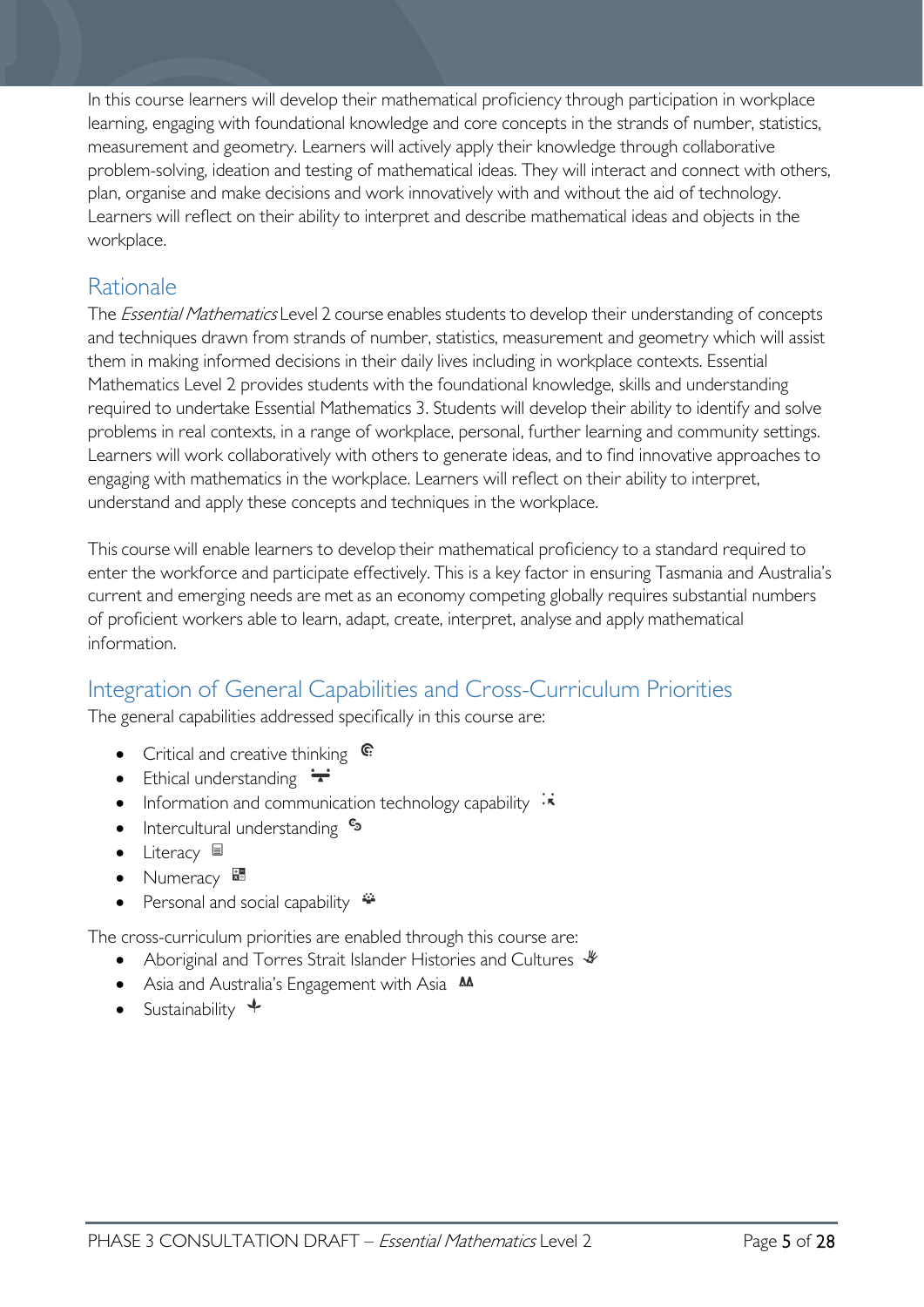In this course learners will develop their mathematical proficiency through participation in workplace learning, engaging with foundational knowledge and core concepts in the strands of number, statistics, measurement and geometry. Learners will actively apply their knowledge through collaborative problem-solving, ideation and testing of mathematical ideas. They will interact and connect with others, plan, organise and make decisions and work innovatively with and without the aid of technology. Learners will reflect on their ability to interpret and describe mathematical ideas and objects in the workplace.

## Rationale

The *Essential Mathematics* Level 2 course enables students to develop their understanding of concepts and techniques drawn from strands of number, statistics, measurement and geometry which will assist them in making informed decisions in their daily lives including in workplace contexts. Essential Mathematics Level 2 provides students with the foundational knowledge, skills and understanding required to undertake Essential Mathematics 3. Students will develop their ability to identify and solve problems in real contexts, in a range of workplace, personal, further learning and community settings. Learners will work collaboratively with others to generate ideas, and to find innovative approaches to engaging with mathematics in the workplace. Learners will reflect on their ability to interpret, understand and apply these concepts and techniques in the workplace.

This course will enable learners to develop their mathematical proficiency to a standard required to enter the workforce and participate effectively. This is a key factor in ensuring Tasmania and Australia's current and emerging needs are met as an economy competing globally requires substantial numbers of proficient workers able to learn, adapt, create, interpret, analyse and apply mathematical information.

## Integration of General Capabilities and Cross-Curriculum Priorities

The general capabilities addressed specifically in this course are:

- Critical and creative thinking
- Ethical understanding
- Information and communication technology capability
- Intercultural understanding
- Literacy
- Numeracy
- Personal and social capability

The cross-curriculum priorities are enabled through this course are:

- Aboriginal and Torres Strait Islander Histories and Cultures
- Asia and Australia's Engagement with Asia
- Sustainability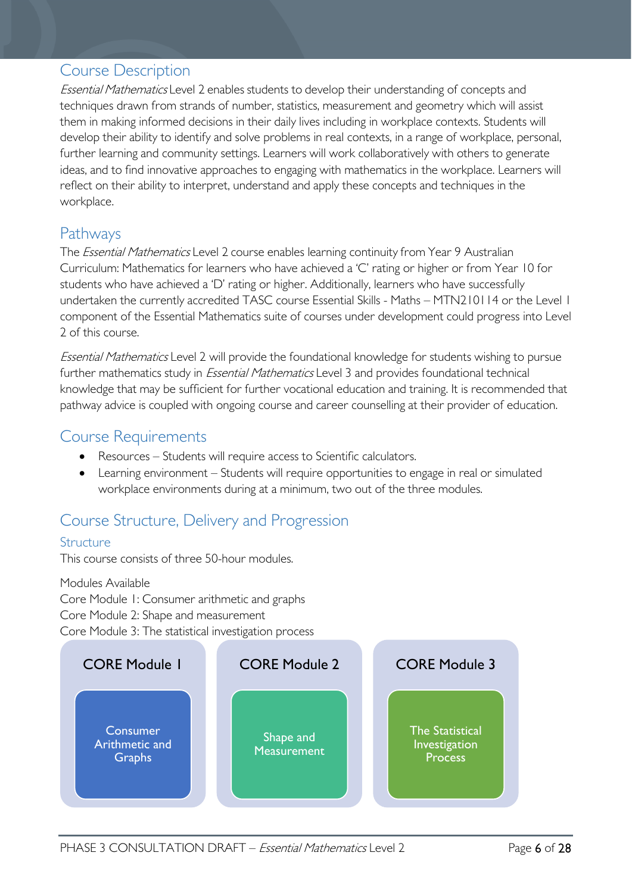## Course Description

*Essential Mathematics* Level 2 enables students to develop their understanding of concepts and techniques drawn from strands of number, statistics, measurement and geometry which will assist them in making informed decisions in their daily lives including in workplace contexts. Students will develop their ability to identify and solve problems in real contexts, in a range of workplace, personal, further learning and community settings. Learners will work collaboratively with others to generate ideas, and to find innovative approaches to engaging with mathematics in the workplace. Learners will reflect on their ability to interpret, understand and apply these concepts and techniques in the workplace.

## Pathways

The *Essential Mathematics* Level 2 course enables learning continuity from Year 9 Australian Curriculum: Mathematics for learners who have achieved a 'C' rating or higher or from Year 10 for students who have achieved a 'D' rating or higher. Additionally, learners who have successfully undertaken the currently accredited TASC course Essential Skills - Maths – MTN210114 or the Level 1 component of the Essential Mathematics suite of courses under development could progress into Level 2 of this course.

*Essential Mathematics* Level 2 will provide the foundational knowledge for students wishing to pursue further mathematics study in *Essential Mathematics* Level 3 and provides foundational technical knowledge that may be sufficient for further vocational education and training. It is recommended that pathway advice is coupled with ongoing course and career counselling at their provider of education.

## Course Requirements

- Resources – Students will require access to Scientific calculators.
- Learning environment – Students will require opportunities to engage in real or simulated workplace environments during at a minimum, two out of the three modules.

## Course Structure, Delivery and Progression

### Structure

This course consists of three 50-hour modules.

Modules Available
Core Module 1: Consumer arithmetic and graphs
Core Module 2: Shape and measurement
Core Module 3: The statistical investigation process

| CORE Module 1 | CORE Module 2 | CORE Module 3 |
| --- | --- | --- |
| Consumer Arithmetic and Graphs | Shape and Measurement | The Statistical Investigation Process |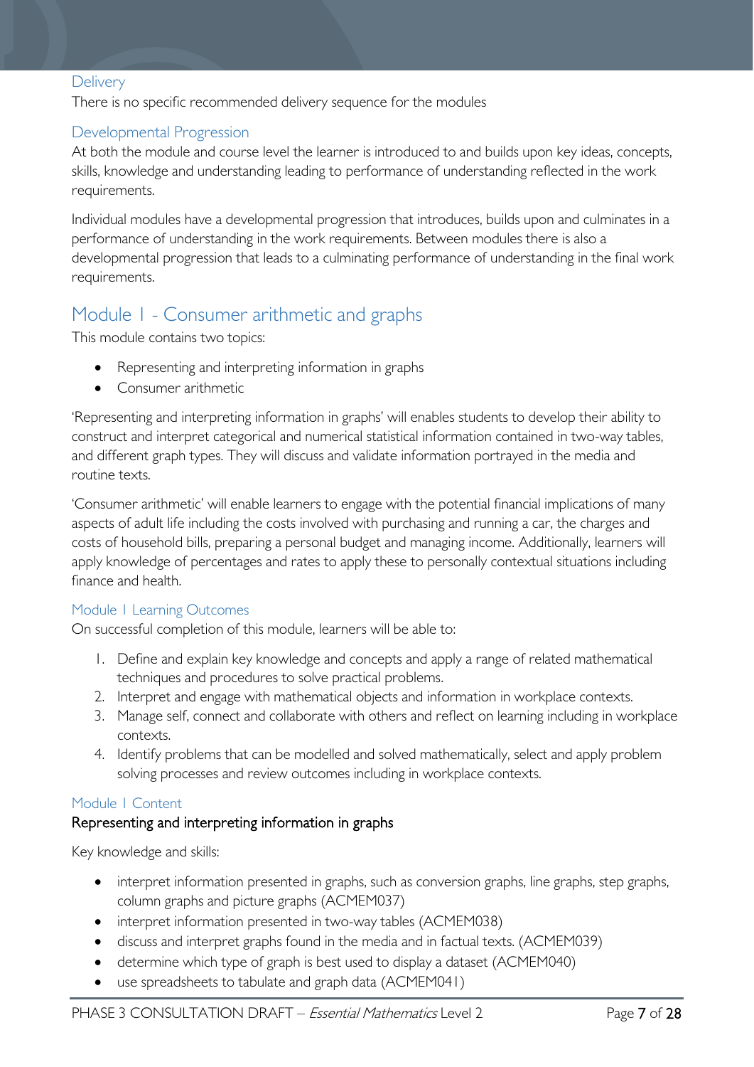### Delivery

There is no specific recommended delivery sequence for the modules

### Developmental Progression

At both the module and course level the learner is introduced to and builds upon key ideas, concepts, skills, knowledge and understanding leading to performance of understanding reflected in the work requirements.

Individual modules have a developmental progression that introduces, builds upon and culminates in a performance of understanding in the work requirements. Between modules there is also a developmental progression that leads to a culminating performance of understanding in the final work requirements.

## Module 1 - Consumer arithmetic and graphs

This module contains two topics:

- Representing and interpreting information in graphs
- Consumer arithmetic

'Representing and interpreting information in graphs' will enables students to develop their ability to construct and interpret categorical and numerical statistical information contained in two-way tables, and different graph types. They will discuss and validate information portrayed in the media and routine texts.

'Consumer arithmetic' will enable learners to engage with the potential financial implications of many aspects of adult life including the costs involved with purchasing and running a car, the charges and costs of household bills, preparing a personal budget and managing income. Additionally, learners will apply knowledge of percentages and rates to apply these to personally contextual situations including finance and health.

### Module 1 Learning Outcomes

On successful completion of this module, learners will be able to:

1. Define and explain key knowledge and concepts and apply a range of related mathematical techniques and procedures to solve practical problems.
2. Interpret and engage with mathematical objects and information in workplace contexts.
3. Manage self, connect and collaborate with others and reflect on learning including in workplace contexts.
4. Identify problems that can be modelled and solved mathematically, select and apply problem solving processes and review outcomes including in workplace contexts.

### Module 1 Content

**Representing and interpreting information in graphs**

Key knowledge and skills:

- interpret information presented in graphs, such as conversion graphs, line graphs, step graphs, column graphs and picture graphs (ACMEM037)
- interpret information presented in two-way tables (ACMEM038)
- discuss and interpret graphs found in the media and in factual texts. (ACMEM039)
- determine which type of graph is best used to display a dataset (ACMEM040)
- use spreadsheets to tabulate and graph data (ACMEM041)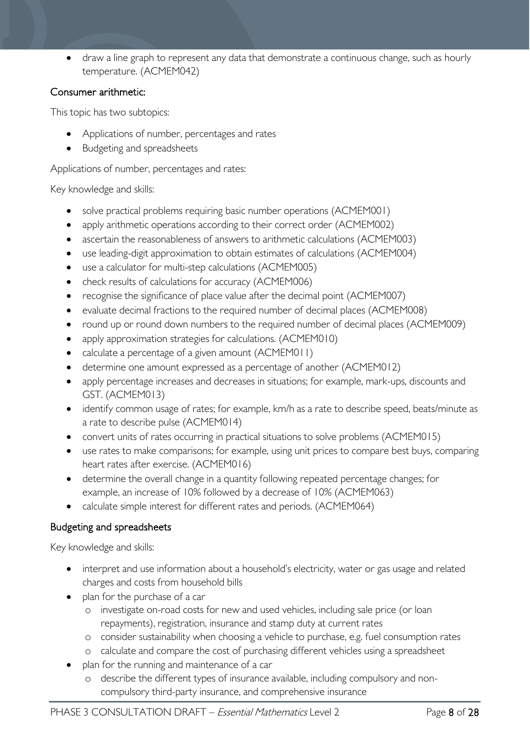- draw a line graph to represent any data that demonstrate a continuous change, such as hourly temperature. (ACMEM042)

### Consumer arithmetic:

This topic has two subtopics:

- Applications of number, percentages and rates
- Budgeting and spreadsheets

Applications of number, percentages and rates:

Key knowledge and skills:

- solve practical problems requiring basic number operations (ACMEM001)
- apply arithmetic operations according to their correct order (ACMEM002)
- ascertain the reasonableness of answers to arithmetic calculations (ACMEM003)
- use leading-digit approximation to obtain estimates of calculations (ACMEM004)
- use a calculator for multi-step calculations (ACMEM005)
- check results of calculations for accuracy (ACMEM006)
- recognise the significance of place value after the decimal point (ACMEM007)
- evaluate decimal fractions to the required number of decimal places (ACMEM008)
- round up or round down numbers to the required number of decimal places (ACMEM009)
- apply approximation strategies for calculations. (ACMEM010)
- calculate a percentage of a given amount (ACMEM011)
- determine one amount expressed as a percentage of another (ACMEM012)
- apply percentage increases and decreases in situations; for example, mark-ups, discounts and GST. (ACMEM013)
- identify common usage of rates; for example, km/h as a rate to describe speed, beats/minute as a rate to describe pulse (ACMEM014)
- convert units of rates occurring in practical situations to solve problems (ACMEM015)
- use rates to make comparisons; for example, using unit prices to compare best buys, comparing heart rates after exercise. (ACMEM016)
- determine the overall change in a quantity following repeated percentage changes; for example, an increase of 10% followed by a decrease of 10% (ACMEM063)
- calculate simple interest for different rates and periods. (ACMEM064)

### Budgeting and spreadsheets

Key knowledge and skills:

- interpret and use information about a household's electricity, water or gas usage and related charges and costs from household bills
- plan for the purchase of a car
  - investigate on-road costs for new and used vehicles, including sale price (or loan repayments), registration, insurance and stamp duty at current rates
  - consider sustainability when choosing a vehicle to purchase, e.g. fuel consumption rates
  - calculate and compare the cost of purchasing different vehicles using a spreadsheet
- plan for the running and maintenance of a car
  - describe the different types of insurance available, including compulsory and non-compulsory third-party insurance, and comprehensive insurance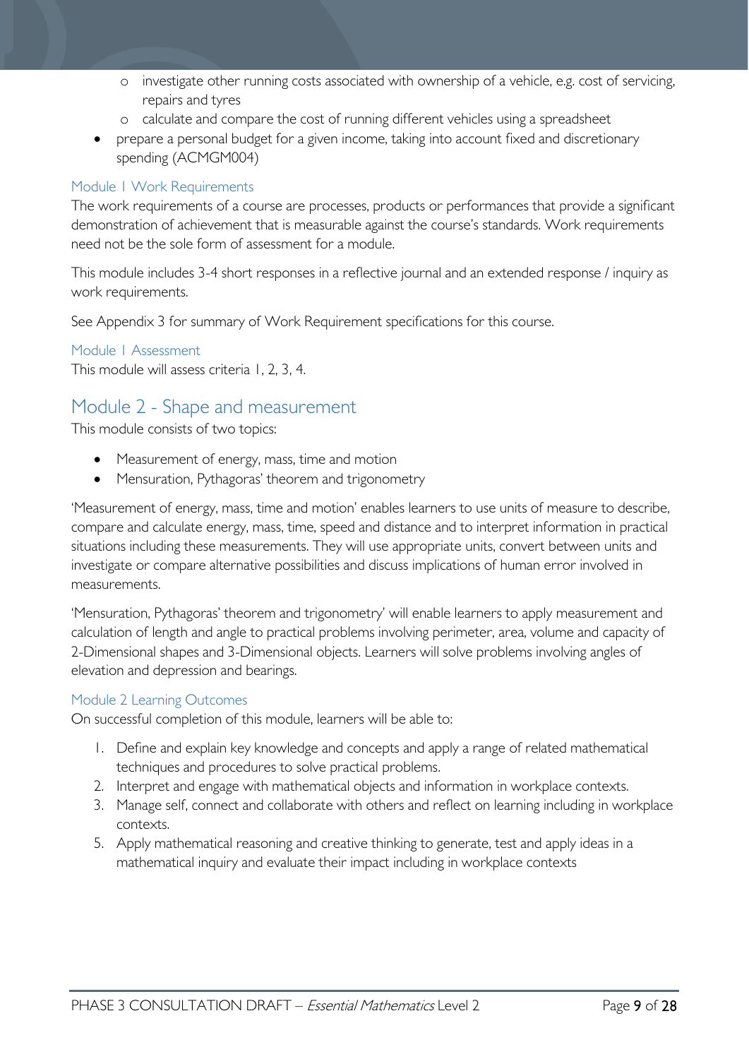- investigate other running costs associated with ownership of a vehicle, e.g. cost of servicing, repairs and tyres
    - calculate and compare the cost of running different vehicles using a spreadsheet
- prepare a personal budget for a given income, taking into account fixed and discretionary spending (ACMGM004)

### Module 1 Work Requirements

The work requirements of a course are processes, products or performances that provide a significant demonstration of achievement that is measurable against the course's standards. Work requirements need not be the sole form of assessment for a module.

This module includes 3-4 short responses in a reflective journal and an extended response / inquiry as work requirements.

See Appendix 3 for summary of Work Requirement specifications for this course.

### Module 1 Assessment

This module will assess criteria 1, 2, 3, 4.

## Module 2 - Shape and measurement

This module consists of two topics:

- Measurement of energy, mass, time and motion
- Mensuration, Pythagoras' theorem and trigonometry

'Measurement of energy, mass, time and motion' enables learners to use units of measure to describe, compare and calculate energy, mass, time, speed and distance and to interpret information in practical situations including these measurements. They will use appropriate units, convert between units and investigate or compare alternative possibilities and discuss implications of human error involved in measurements.

'Mensuration, Pythagoras' theorem and trigonometry' will enable learners to apply measurement and calculation of length and angle to practical problems involving perimeter, area, volume and capacity of 2-Dimensional shapes and 3-Dimensional objects. Learners will solve problems involving angles of elevation and depression and bearings.

### Module 2 Learning Outcomes

On successful completion of this module, learners will be able to:

1. Define and explain key knowledge and concepts and apply a range of related mathematical techniques and procedures to solve practical problems.
2. Interpret and engage with mathematical objects and information in workplace contexts.
3. Manage self, connect and collaborate with others and reflect on learning including in workplace contexts.
5. Apply mathematical reasoning and creative thinking to generate, test and apply ideas in a mathematical inquiry and evaluate their impact including in workplace contexts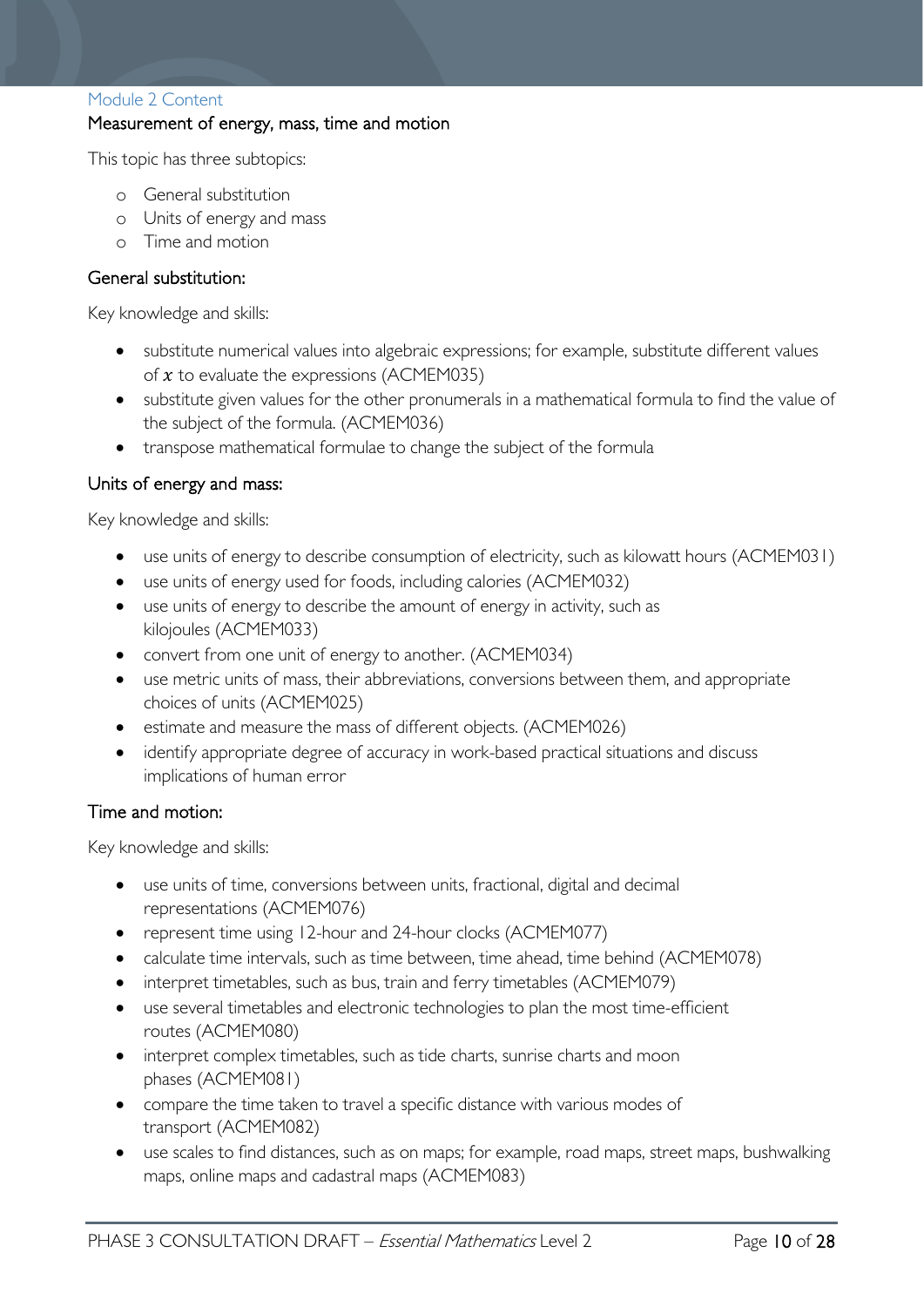## Module 2 Content

### Measurement of energy, mass, time and motion

This topic has three subtopics:

- General substitution
- Units of energy and mass
- Time and motion

### General substitution:

Key knowledge and skills:

- substitute numerical values into algebraic expressions; for example, substitute different values of $x$ to evaluate the expressions (ACMEM035)
- substitute given values for the other pronumerals in a mathematical formula to find the value of the subject of the formula. (ACMEM036)
- transpose mathematical formulae to change the subject of the formula

### Units of energy and mass:

Key knowledge and skills:

- use units of energy to describe consumption of electricity, such as kilowatt hours (ACMEM031)
- use units of energy used for foods, including calories (ACMEM032)
- use units of energy to describe the amount of energy in activity, such as kilojoules (ACMEM033)
- convert from one unit of energy to another. (ACMEM034)
- use metric units of mass, their abbreviations, conversions between them, and appropriate choices of units (ACMEM025)
- estimate and measure the mass of different objects. (ACMEM026)
- identify appropriate degree of accuracy in work-based practical situations and discuss implications of human error

### Time and motion:

Key knowledge and skills:

- use units of time, conversions between units, fractional, digital and decimal representations (ACMEM076)
- represent time using 12-hour and 24-hour clocks (ACMEM077)
- calculate time intervals, such as time between, time ahead, time behind (ACMEM078)
- interpret timetables, such as bus, train and ferry timetables (ACMEM079)
- use several timetables and electronic technologies to plan the most time-efficient routes (ACMEM080)
- interpret complex timetables, such as tide charts, sunrise charts and moon phases (ACMEM081)
- compare the time taken to travel a specific distance with various modes of transport (ACMEM082)
- use scales to find distances, such as on maps; for example, road maps, street maps, bushwalking maps, online maps and cadastral maps (ACMEM083)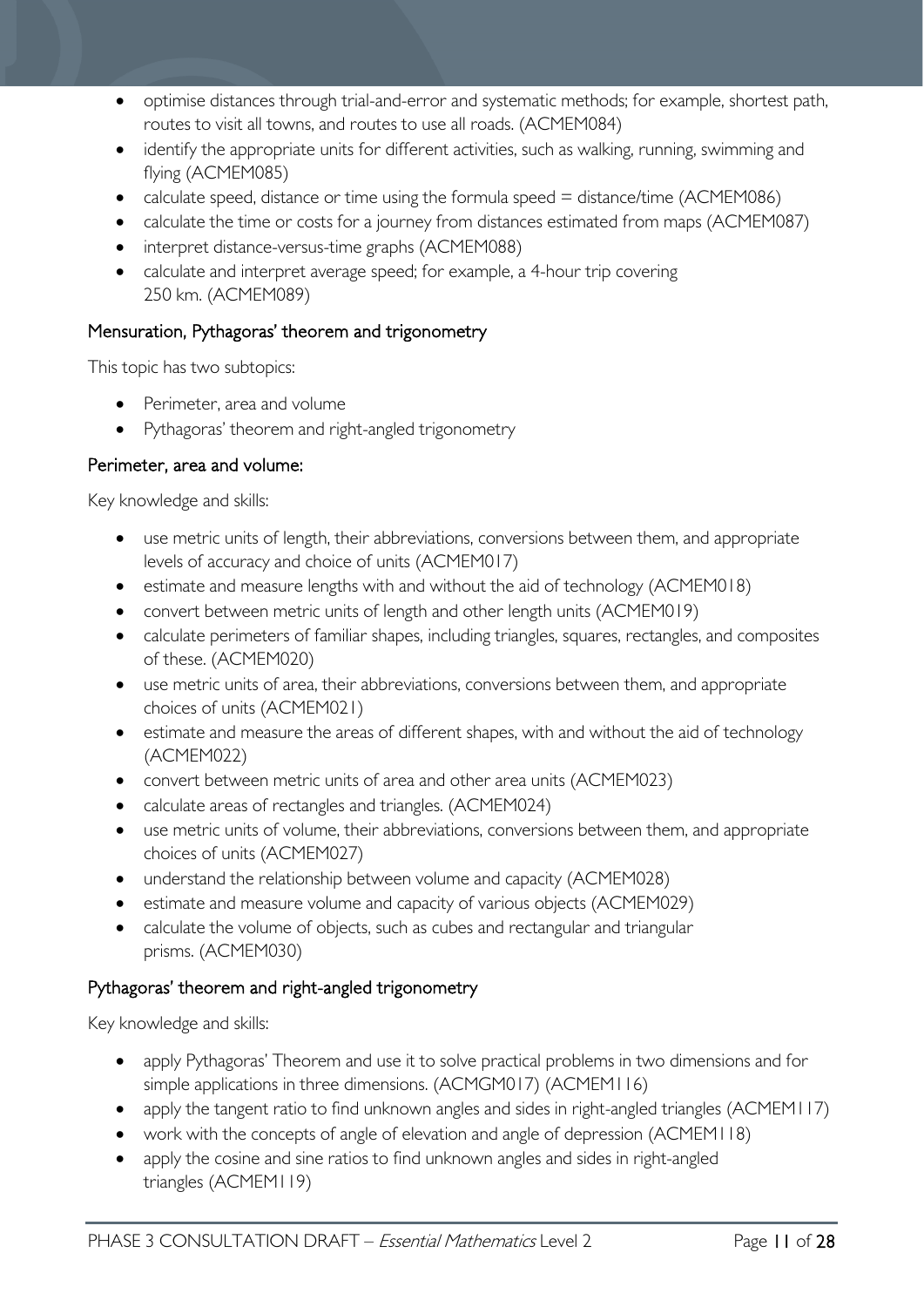- optimise distances through trial-and-error and systematic methods; for example, shortest path, routes to visit all towns, and routes to use all roads. (ACMEM084)
- identify the appropriate units for different activities, such as walking, running, swimming and flying (ACMEM085)
- calculate speed, distance or time using the formula speed = distance/time (ACMEM086)
- calculate the time or costs for a journey from distances estimated from maps (ACMEM087)
- interpret distance-versus-time graphs (ACMEM088)
- calculate and interpret average speed; for example, a 4-hour trip covering 250 km. (ACMEM089)

## Mensuration, Pythagoras' theorem and trigonometry

This topic has two subtopics:

- Perimeter, area and volume
- Pythagoras' theorem and right-angled trigonometry

### Perimeter, area and volume:

Key knowledge and skills:

- use metric units of length, their abbreviations, conversions between them, and appropriate levels of accuracy and choice of units (ACMEM017)
- estimate and measure lengths with and without the aid of technology (ACMEM018)
- convert between metric units of length and other length units (ACMEM019)
- calculate perimeters of familiar shapes, including triangles, squares, rectangles, and composites of these. (ACMEM020)
- use metric units of area, their abbreviations, conversions between them, and appropriate choices of units (ACMEM021)
- estimate and measure the areas of different shapes, with and without the aid of technology (ACMEM022)
- convert between metric units of area and other area units (ACMEM023)
- calculate areas of rectangles and triangles. (ACMEM024)
- use metric units of volume, their abbreviations, conversions between them, and appropriate choices of units (ACMEM027)
- understand the relationship between volume and capacity (ACMEM028)
- estimate and measure volume and capacity of various objects (ACMEM029)
- calculate the volume of objects, such as cubes and rectangular and triangular prisms. (ACMEM030)

### Pythagoras' theorem and right-angled trigonometry

Key knowledge and skills:

- apply Pythagoras' Theorem and use it to solve practical problems in two dimensions and for simple applications in three dimensions. (ACMGM017) (ACMEM116)
- apply the tangent ratio to find unknown angles and sides in right-angled triangles (ACMEM117)
- work with the concepts of angle of elevation and angle of depression (ACMEM118)
- apply the cosine and sine ratios to find unknown angles and sides in right-angled triangles (ACMEM119)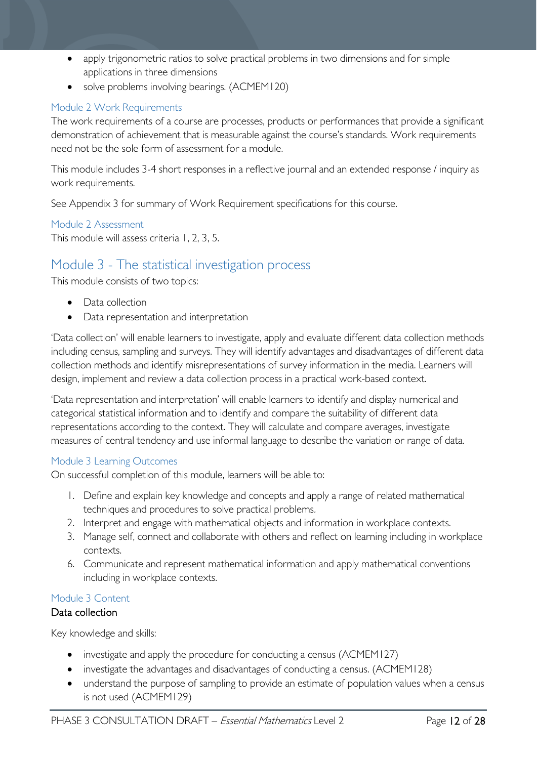- apply trigonometric ratios to solve practical problems in two dimensions and for simple applications in three dimensions
- solve problems involving bearings. (ACMEM120)

### Module 2 Work Requirements

The work requirements of a course are processes, products or performances that provide a significant demonstration of achievement that is measurable against the course's standards. Work requirements need not be the sole form of assessment for a module.

This module includes 3-4 short responses in a reflective journal and an extended response / inquiry as work requirements.

See Appendix 3 for summary of Work Requirement specifications for this course.

### Module 2 Assessment

This module will assess criteria 1, 2, 3, 5.

## Module 3 - The statistical investigation process

This module consists of two topics:

- Data collection
- Data representation and interpretation

'Data collection' will enable learners to investigate, apply and evaluate different data collection methods including census, sampling and surveys. They will identify advantages and disadvantages of different data collection methods and identify misrepresentations of survey information in the media. Learners will design, implement and review a data collection process in a practical work-based context.

'Data representation and interpretation' will enable learners to identify and display numerical and categorical statistical information and to identify and compare the suitability of different data representations according to the context. They will calculate and compare averages, investigate measures of central tendency and use informal language to describe the variation or range of data.

### Module 3 Learning Outcomes

On successful completion of this module, learners will be able to:

1. Define and explain key knowledge and concepts and apply a range of related mathematical techniques and procedures to solve practical problems.
2. Interpret and engage with mathematical objects and information in workplace contexts.
3. Manage self, connect and collaborate with others and reflect on learning including in workplace contexts.
6. Communicate and represent mathematical information and apply mathematical conventions including in workplace contexts.

### Module 3 Content

**Data collection**

Key knowledge and skills:

- investigate and apply the procedure for conducting a census (ACMEM127)
- investigate the advantages and disadvantages of conducting a census. (ACMEM128)
- understand the purpose of sampling to provide an estimate of population values when a census is not used (ACMEM129)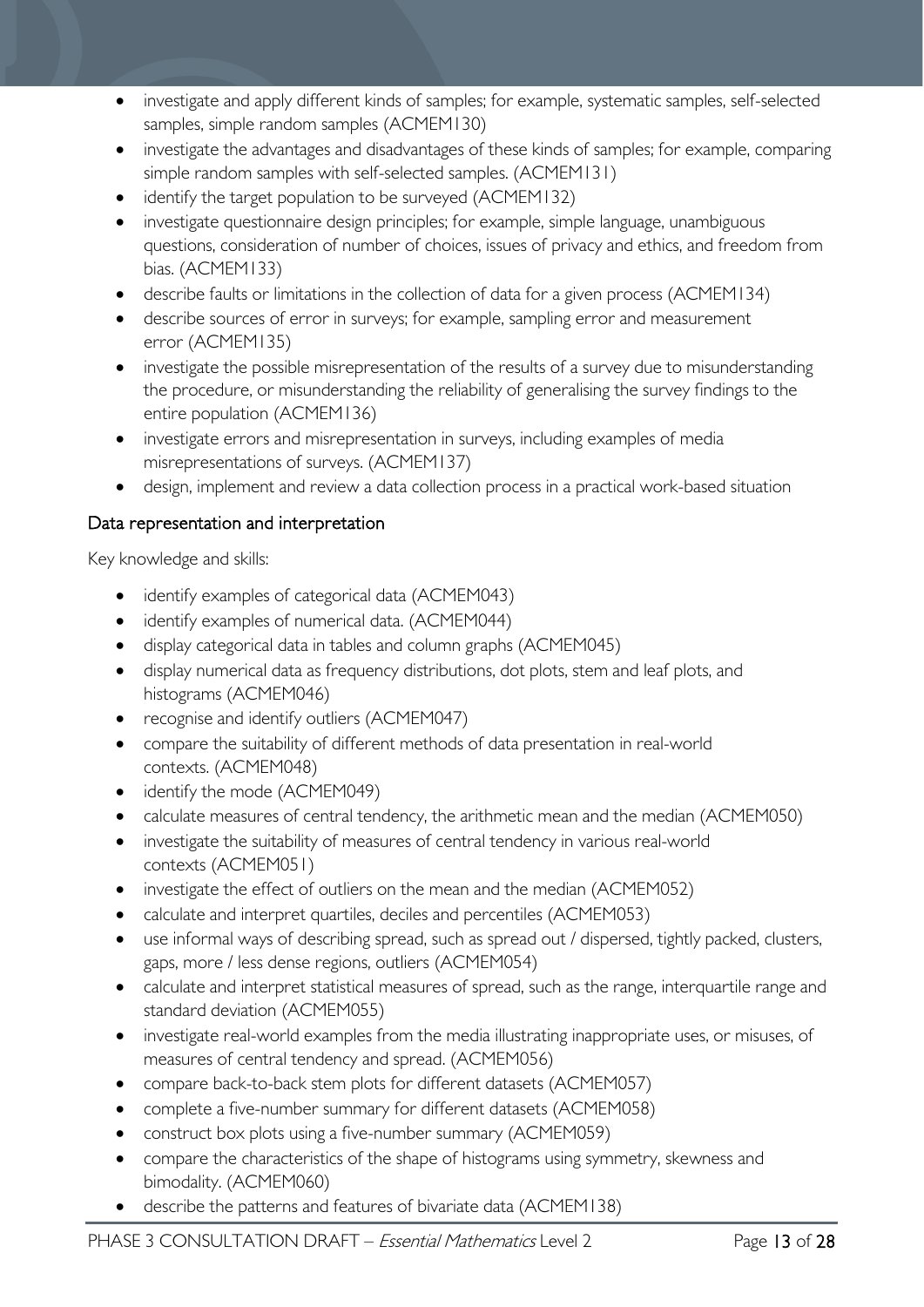- investigate and apply different kinds of samples; for example, systematic samples, self-selected samples, simple random samples (ACMEM130)
- investigate the advantages and disadvantages of these kinds of samples; for example, comparing simple random samples with self-selected samples. (ACMEM131)
- identify the target population to be surveyed (ACMEM132)
- investigate questionnaire design principles; for example, simple language, unambiguous questions, consideration of number of choices, issues of privacy and ethics, and freedom from bias. (ACMEM133)
- describe faults or limitations in the collection of data for a given process (ACMEM134)
- describe sources of error in surveys; for example, sampling error and measurement error (ACMEM135)
- investigate the possible misrepresentation of the results of a survey due to misunderstanding the procedure, or misunderstanding the reliability of generalising the survey findings to the entire population (ACMEM136)
- investigate errors and misrepresentation in surveys, including examples of media misrepresentations of surveys. (ACMEM137)
- design, implement and review a data collection process in a practical work-based situation

### Data representation and interpretation

Key knowledge and skills:

- identify examples of categorical data (ACMEM043)
- identify examples of numerical data. (ACMEM044)
- display categorical data in tables and column graphs (ACMEM045)
- display numerical data as frequency distributions, dot plots, stem and leaf plots, and histograms (ACMEM046)
- recognise and identify outliers (ACMEM047)
- compare the suitability of different methods of data presentation in real-world contexts. (ACMEM048)
- identify the mode (ACMEM049)
- calculate measures of central tendency, the arithmetic mean and the median (ACMEM050)
- investigate the suitability of measures of central tendency in various real-world contexts (ACMEM051)
- investigate the effect of outliers on the mean and the median (ACMEM052)
- calculate and interpret quartiles, deciles and percentiles (ACMEM053)
- use informal ways of describing spread, such as spread out / dispersed, tightly packed, clusters, gaps, more / less dense regions, outliers (ACMEM054)
- calculate and interpret statistical measures of spread, such as the range, interquartile range and standard deviation (ACMEM055)
- investigate real-world examples from the media illustrating inappropriate uses, or misuses, of measures of central tendency and spread. (ACMEM056)
- compare back-to-back stem plots for different datasets (ACMEM057)
- complete a five-number summary for different datasets (ACMEM058)
- construct box plots using a five-number summary (ACMEM059)
- compare the characteristics of the shape of histograms using symmetry, skewness and bimodality. (ACMEM060)
- describe the patterns and features of bivariate data (ACMEM138)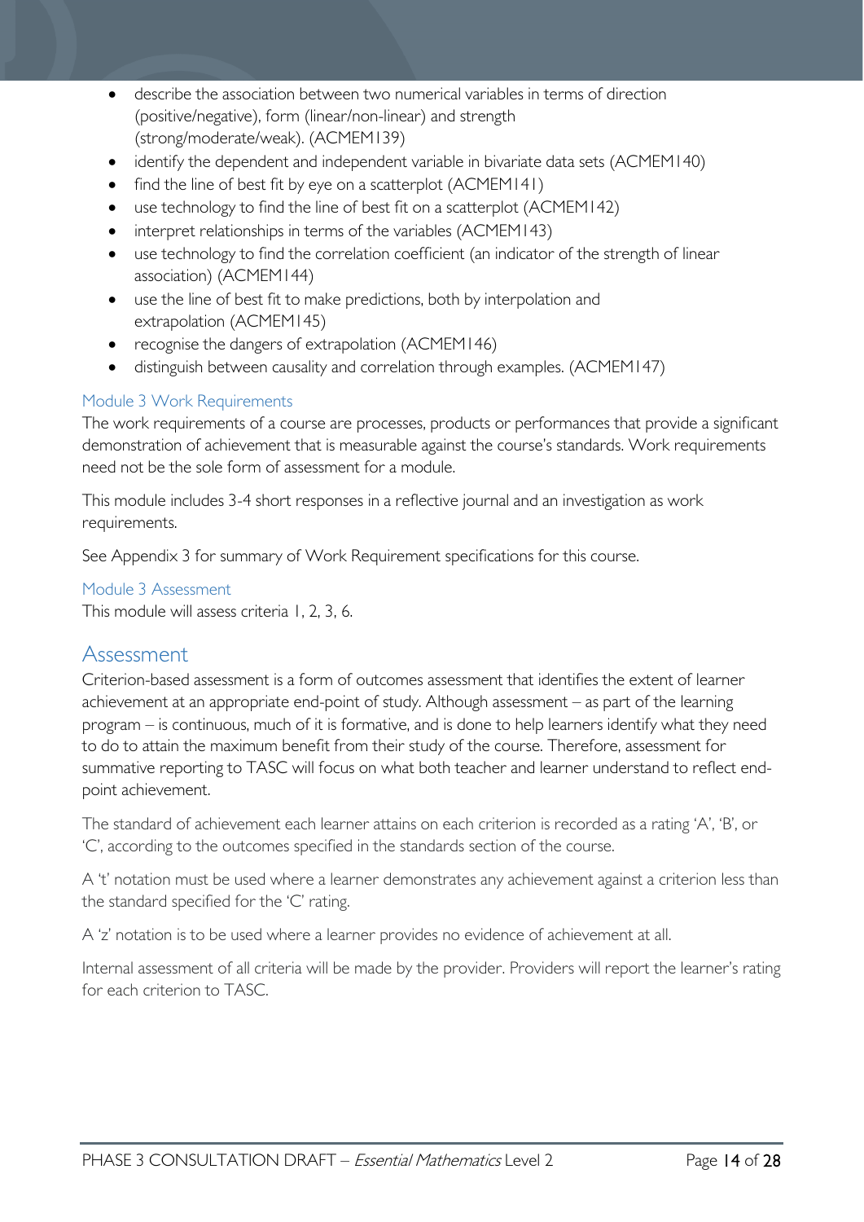- describe the association between two numerical variables in terms of direction (positive/negative), form (linear/non-linear) and strength (strong/moderate/weak). (ACMEM139)
- identify the dependent and independent variable in bivariate data sets (ACMEM140)
- find the line of best fit by eye on a scatterplot (ACMEM141)
- use technology to find the line of best fit on a scatterplot (ACMEM142)
- interpret relationships in terms of the variables (ACMEM143)
- use technology to find the correlation coefficient (an indicator of the strength of linear association) (ACMEM144)
- use the line of best fit to make predictions, both by interpolation and extrapolation (ACMEM145)
- recognise the dangers of extrapolation (ACMEM146)
- distinguish between causality and correlation through examples. (ACMEM147)

### Module 3 Work Requirements

The work requirements of a course are processes, products or performances that provide a significant demonstration of achievement that is measurable against the course's standards. Work requirements need not be the sole form of assessment for a module.

This module includes 3-4 short responses in a reflective journal and an investigation as work requirements.

See Appendix 3 for summary of Work Requirement specifications for this course.

### Module 3 Assessment

This module will assess criteria 1, 2, 3, 6.

## Assessment

Criterion-based assessment is a form of outcomes assessment that identifies the extent of learner achievement at an appropriate end-point of study. Although assessment – as part of the learning program – is continuous, much of it is formative, and is done to help learners identify what they need to do to attain the maximum benefit from their study of the course. Therefore, assessment for summative reporting to TASC will focus on what both teacher and learner understand to reflect end-point achievement.

The standard of achievement each learner attains on each criterion is recorded as a rating 'A', 'B', or 'C', according to the outcomes specified in the standards section of the course.

A 't' notation must be used where a learner demonstrates any achievement against a criterion less than the standard specified for the 'C' rating.

A 'z' notation is to be used where a learner provides no evidence of achievement at all.

Internal assessment of all criteria will be made by the provider. Providers will report the learner's rating for each criterion to TASC.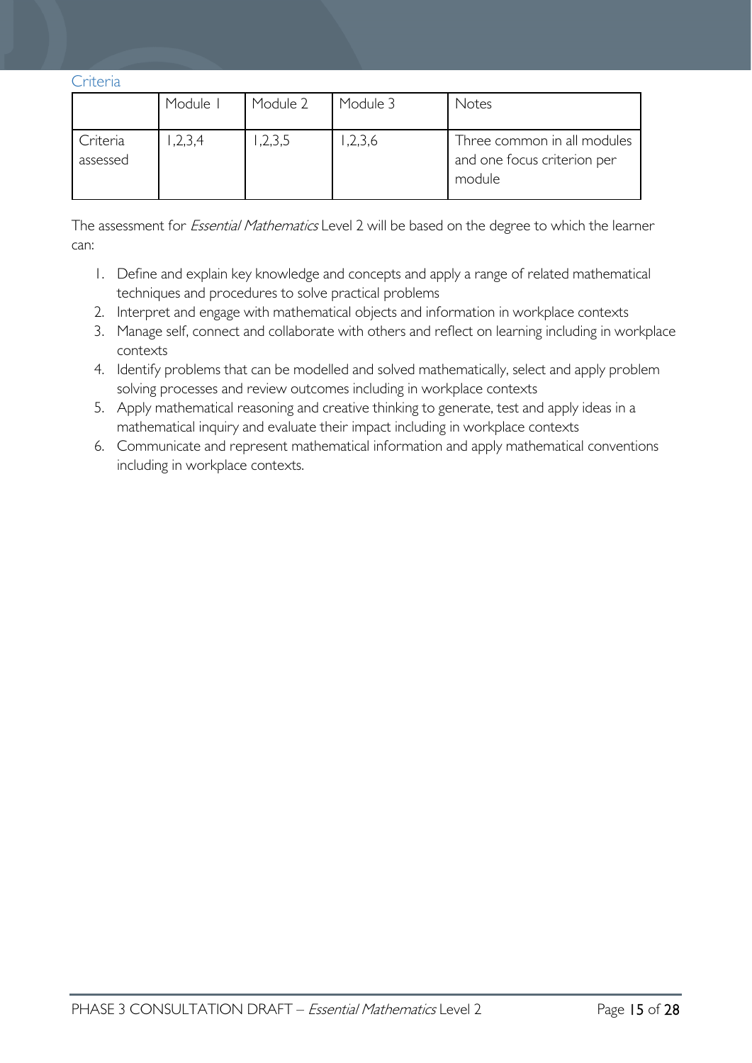### Criteria

| | Module 1 | Module 2 | Module 3 | Notes |
|---|---|---|---|---|
| Criteria assessed | 1,2,3,4 | 1,2,3,5 | 1,2,3,6 | Three common in all modules and one focus criterion per module |

The assessment for *Essential Mathematics* Level 2 will be based on the degree to which the learner can:

1. Define and explain key knowledge and concepts and apply a range of related mathematical techniques and procedures to solve practical problems
2. Interpret and engage with mathematical objects and information in workplace contexts
3. Manage self, connect and collaborate with others and reflect on learning including in workplace contexts
4. Identify problems that can be modelled and solved mathematically, select and apply problem solving processes and review outcomes including in workplace contexts
5. Apply mathematical reasoning and creative thinking to generate, test and apply ideas in a mathematical inquiry and evaluate their impact including in workplace contexts
6. Communicate and represent mathematical information and apply mathematical conventions including in workplace contexts.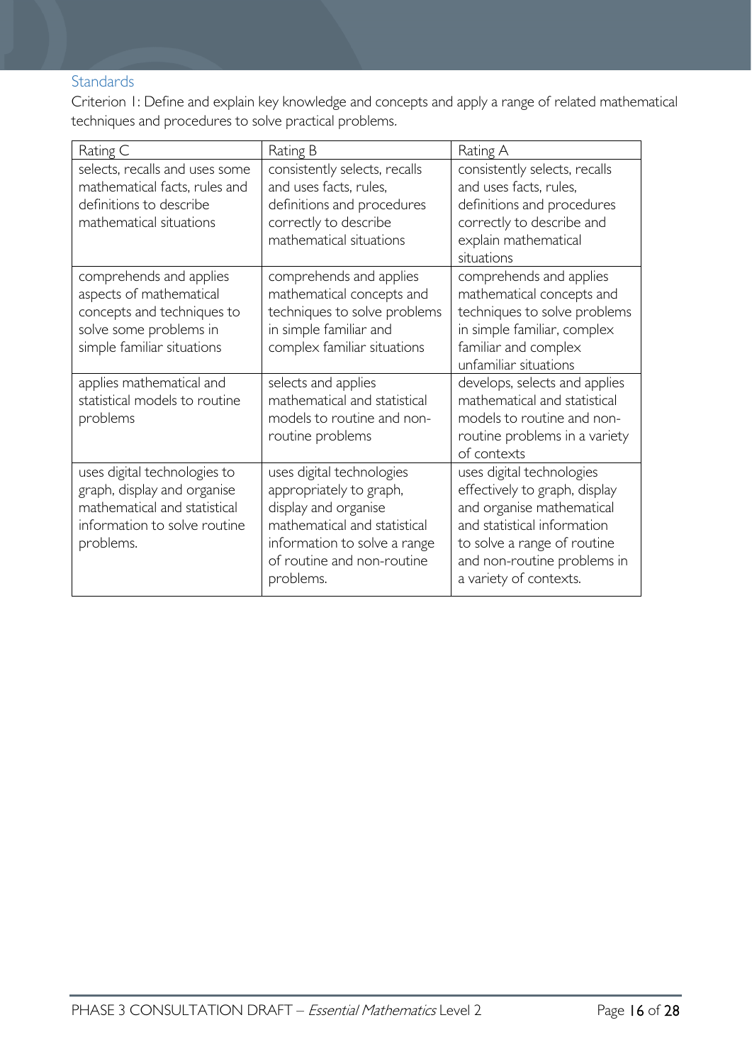### Standards

Criterion 1: Define and explain key knowledge and concepts and apply a range of related mathematical techniques and procedures to solve practical problems.

| Rating C | Rating B | Rating A |
| --- | --- | --- |
| selects, recalls and uses some mathematical facts, rules and definitions to describe mathematical situations | consistently selects, recalls and uses facts, rules, definitions and procedures correctly to describe mathematical situations | consistently selects, recalls and uses facts, rules, definitions and procedures correctly to describe and explain mathematical situations |
| comprehends and applies aspects of mathematical concepts and techniques to solve some problems in simple familiar situations | comprehends and applies mathematical concepts and techniques to solve problems in simple familiar and complex familiar situations | comprehends and applies mathematical concepts and techniques to solve problems in simple familiar, complex familiar and complex unfamiliar situations |
| applies mathematical and statistical models to routine problems | selects and applies mathematical and statistical models to routine and non-routine problems | develops, selects and applies mathematical and statistical models to routine and non-routine problems in a variety of contexts |
| uses digital technologies to graph, display and organise mathematical and statistical information to solve routine problems. | uses digital technologies appropriately to graph, display and organise mathematical and statistical information to solve a range of routine and non-routine problems. | uses digital technologies effectively to graph, display and organise mathematical and statistical information to solve a range of routine and non-routine problems in a variety of contexts. |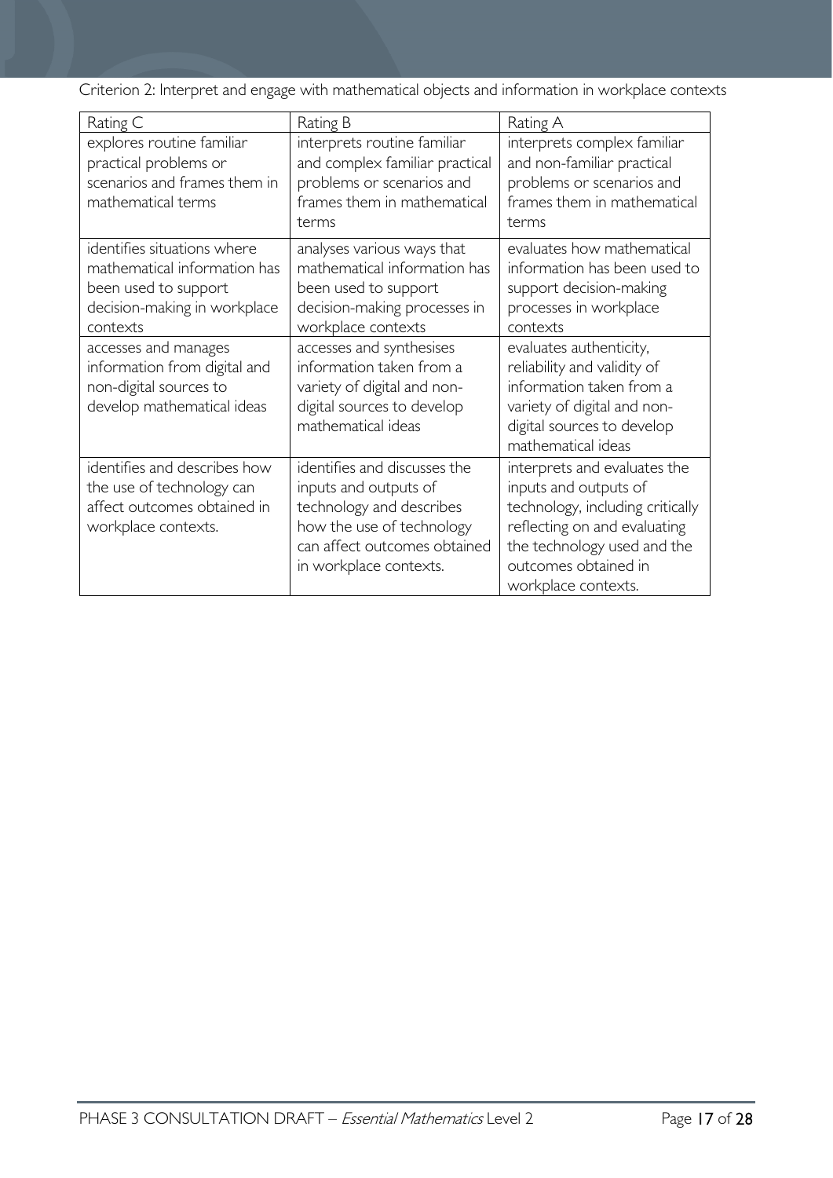Criterion 2: Interpret and engage with mathematical objects and information in workplace contexts

| Rating C | Rating B | Rating A |
|---|---|---|
| explores routine familiar practical problems or scenarios and frames them in mathematical terms | interprets routine familiar and complex familiar practical problems or scenarios and frames them in mathematical terms | interprets complex familiar and non-familiar practical problems or scenarios and frames them in mathematical terms |
| identifies situations where mathematical information has been used to support decision-making in workplace contexts | analyses various ways that mathematical information has been used to support decision-making processes in workplace contexts | evaluates how mathematical information has been used to support decision-making processes in workplace contexts |
| accesses and manages information from digital and non-digital sources to develop mathematical ideas | accesses and synthesises information taken from a variety of digital and non-digital sources to develop mathematical ideas | evaluates authenticity, reliability and validity of information taken from a variety of digital and non-digital sources to develop mathematical ideas |
| identifies and describes how the use of technology can affect outcomes obtained in workplace contexts. | identifies and discusses the inputs and outputs of technology and describes how the use of technology can affect outcomes obtained in workplace contexts. | interprets and evaluates the inputs and outputs of technology, including critically reflecting on and evaluating the technology used and the outcomes obtained in workplace contexts. |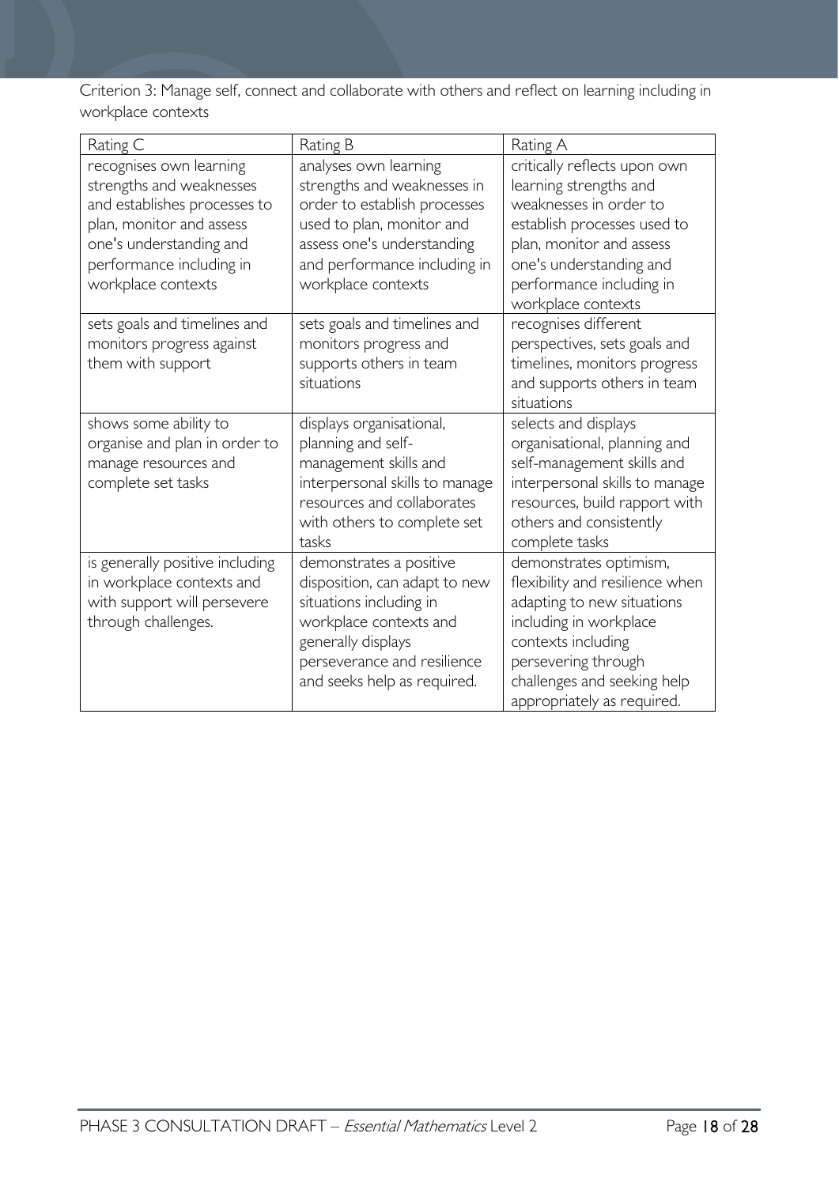Criterion 3: Manage self, connect and collaborate with others and reflect on learning including in workplace contexts

| Rating C | Rating B | Rating A |
| --- | --- | --- |
| recognises own learning strengths and weaknesses and establishes processes to plan, monitor and assess one's understanding and performance including in workplace contexts | analyses own learning strengths and weaknesses in order to establish processes used to plan, monitor and assess one's understanding and performance including in workplace contexts | critically reflects upon own learning strengths and weaknesses in order to establish processes used to plan, monitor and assess one's understanding and performance including in workplace contexts |
| sets goals and timelines and monitors progress against them with support | sets goals and timelines and monitors progress and supports others in team situations | recognises different perspectives, sets goals and timelines, monitors progress and supports others in team situations |
| shows some ability to organise and plan in order to manage resources and complete set tasks | displays organisational, planning and self-management skills and interpersonal skills to manage resources and collaborates with others to complete set tasks | selects and displays organisational, planning and self-management skills and interpersonal skills to manage resources, build rapport with others and consistently complete tasks |
| is generally positive including in workplace contexts and with support will persevere through challenges. | demonstrates a positive disposition, can adapt to new situations including in workplace contexts and generally displays perseverance and resilience and seeks help as required. | demonstrates optimism, flexibility and resilience when adapting to new situations including in workplace contexts including persevering through challenges and seeking help appropriately as required. |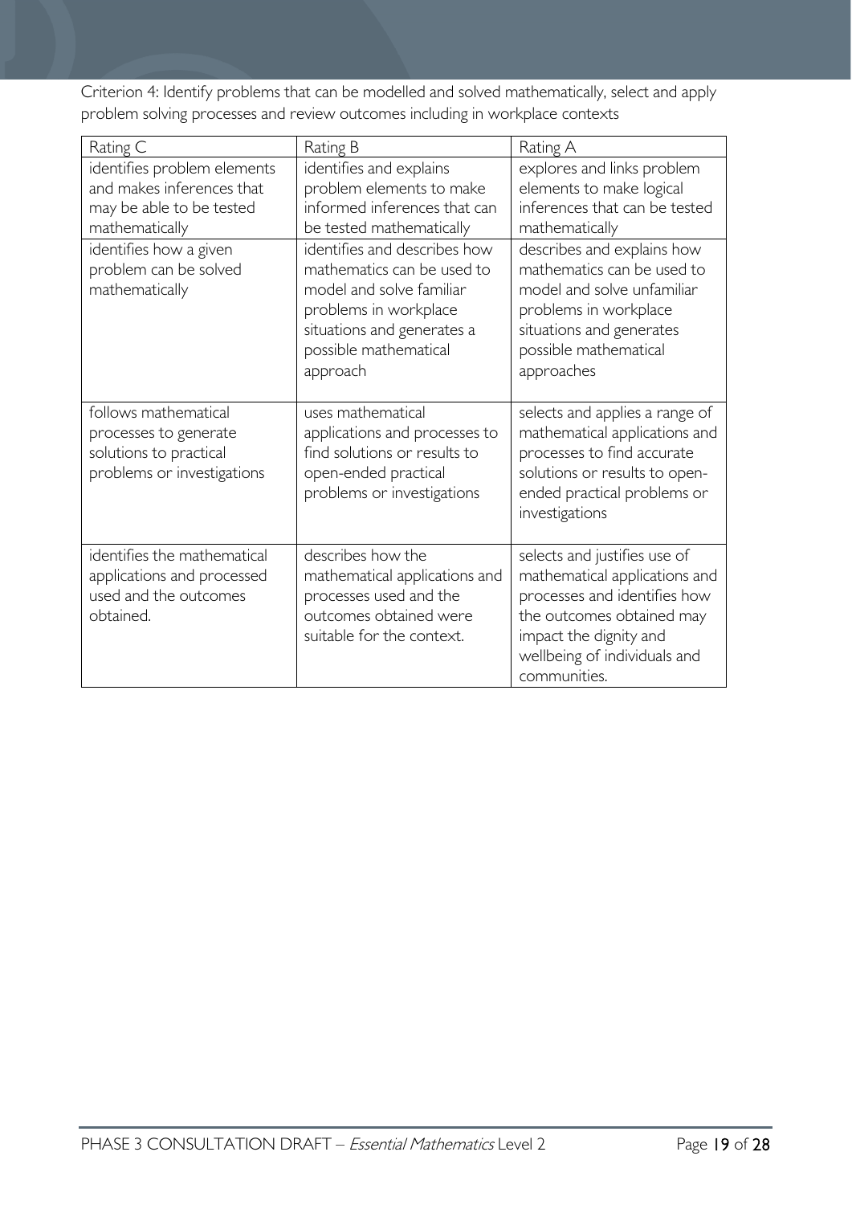Criterion 4: Identify problems that can be modelled and solved mathematically, select and apply problem solving processes and review outcomes including in workplace contexts

| Rating C | Rating B | Rating A |
| --- | --- | --- |
| identifies problem elements and makes inferences that may be able to be tested mathematically | identifies and explains problem elements to make informed inferences that can be tested mathematically | explores and links problem elements to make logical inferences that can be tested mathematically |
| identifies how a given problem can be solved mathematically | identifies and describes how mathematics can be used to model and solve familiar problems in workplace situations and generates a possible mathematical approach | describes and explains how mathematics can be used to model and solve unfamiliar problems in workplace situations and generates possible mathematical approaches |
| follows mathematical processes to generate solutions to practical problems or investigations | uses mathematical applications and processes to find solutions or results to open-ended practical problems or investigations | selects and applies a range of mathematical applications and processes to find accurate solutions or results to open-ended practical problems or investigations |
| identifies the mathematical applications and processed used and the outcomes obtained. | describes how the mathematical applications and processes used and the outcomes obtained were suitable for the context. | selects and justifies use of mathematical applications and processes and identifies how the outcomes obtained may impact the dignity and wellbeing of individuals and communities. |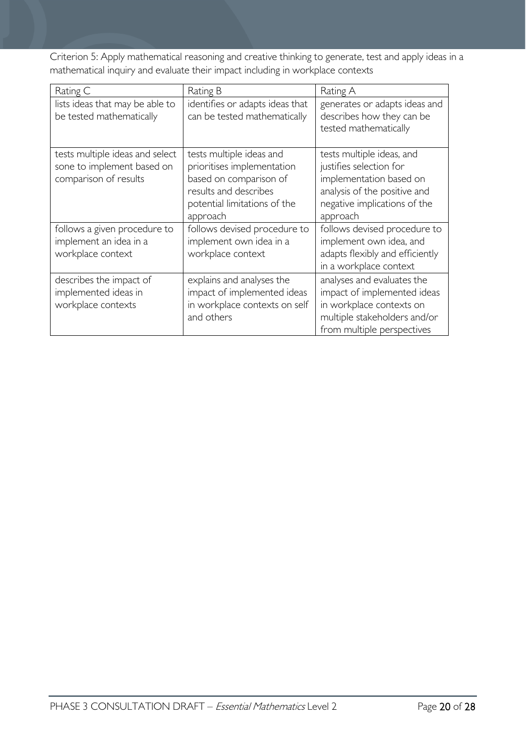Criterion 5: Apply mathematical reasoning and creative thinking to generate, test and apply ideas in a mathematical inquiry and evaluate their impact including in workplace contexts

| Rating C | Rating B | Rating A |
| --- | --- | --- |
| lists ideas that may be able to be tested mathematically | identifies or adapts ideas that can be tested mathematically | generates or adapts ideas and describes how they can be tested mathematically |
| tests multiple ideas and select sone to implement based on comparison of results | tests multiple ideas and prioritises implementation based on comparison of results and describes potential limitations of the approach | tests multiple ideas, and justifies selection for implementation based on analysis of the positive and negative implications of the approach |
| follows a given procedure to implement an idea in a workplace context | follows devised procedure to implement own idea in a workplace context | follows devised procedure to implement own idea, and adapts flexibly and efficiently in a workplace context |
| describes the impact of implemented ideas in workplace contexts | explains and analyses the impact of implemented ideas in workplace contexts on self and others | analyses and evaluates the impact of implemented ideas in workplace contexts on multiple stakeholders and/or from multiple perspectives |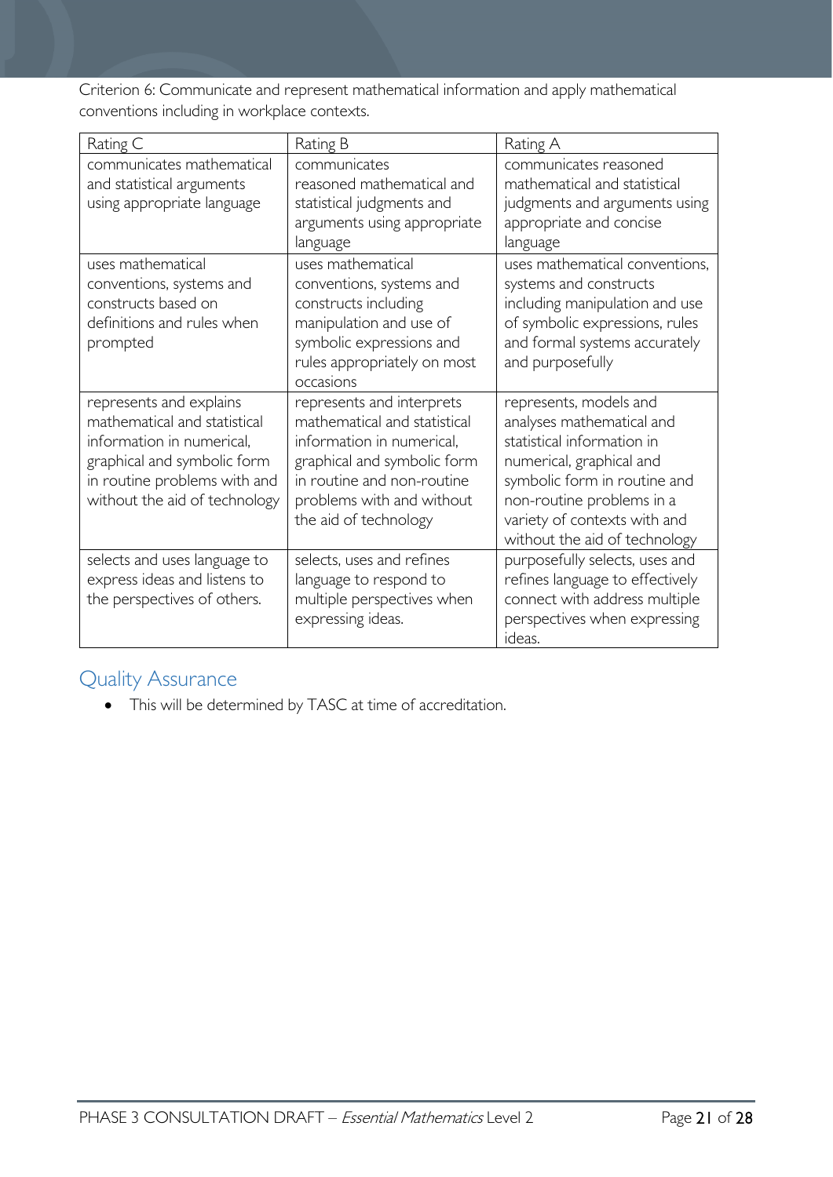Criterion 6: Communicate and represent mathematical information and apply mathematical conventions including in workplace contexts.

| Rating C | Rating B | Rating A |
|---|---|---|
| communicates mathematical and statistical arguments using appropriate language | communicates reasoned mathematical and statistical judgments and arguments using appropriate language | communicates reasoned mathematical and statistical judgments and arguments using appropriate and concise language |
| uses mathematical conventions, systems and constructs based on definitions and rules when prompted | uses mathematical conventions, systems and constructs including manipulation and use of symbolic expressions and rules appropriately on most occasions | uses mathematical conventions, systems and constructs including manipulation and use of symbolic expressions, rules and formal systems accurately and purposefully |
| represents and explains mathematical and statistical information in numerical, graphical and symbolic form in routine problems with and without the aid of technology | represents and interprets mathematical and statistical information in numerical, graphical and symbolic form in routine and non-routine problems with and without the aid of technology | represents, models and analyses mathematical and statistical information in numerical, graphical and symbolic form in routine and non-routine problems in a variety of contexts with and without the aid of technology |
| selects and uses language to express ideas and listens to the perspectives of others. | selects, uses and refines language to respond to multiple perspectives when expressing ideas. | purposefully selects, uses and refines language to effectively connect with address multiple perspectives when expressing ideas. |

## Quality Assurance

- This will be determined by TASC at time of accreditation.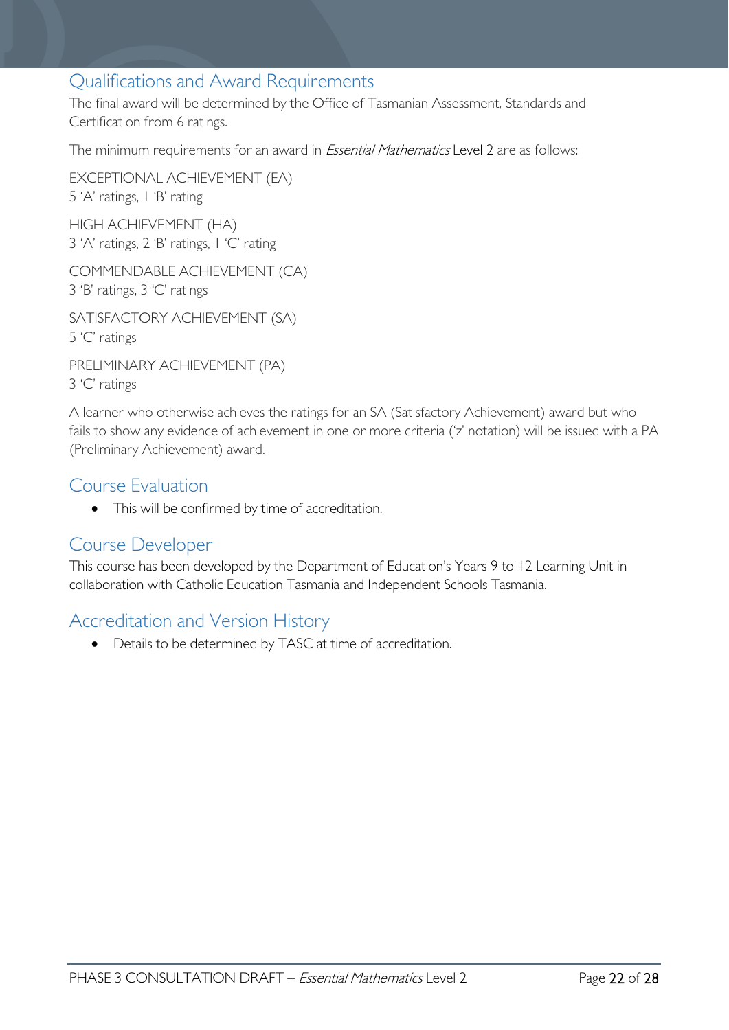## Qualifications and Award Requirements

The final award will be determined by the Office of Tasmanian Assessment, Standards and Certification from 6 ratings.

The minimum requirements for an award in *Essential Mathematics* Level 2 are as follows:

EXCEPTIONAL ACHIEVEMENT (EA)
5 'A' ratings, 1 'B' rating

HIGH ACHIEVEMENT (HA)
3 'A' ratings, 2 'B' ratings, 1 'C' rating

COMMENDABLE ACHIEVEMENT (CA)
3 'B' ratings, 3 'C' ratings

SATISFACTORY ACHIEVEMENT (SA)
5 'C' ratings

PRELIMINARY ACHIEVEMENT (PA)
3 'C' ratings

A learner who otherwise achieves the ratings for an SA (Satisfactory Achievement) award but who fails to show any evidence of achievement in one or more criteria ('z' notation) will be issued with a PA (Preliminary Achievement) award.

## Course Evaluation

- This will be confirmed by time of accreditation.

## Course Developer

This course has been developed by the Department of Education's Years 9 to 12 Learning Unit in collaboration with Catholic Education Tasmania and Independent Schools Tasmania.

## Accreditation and Version History

- Details to be determined by TASC at time of accreditation.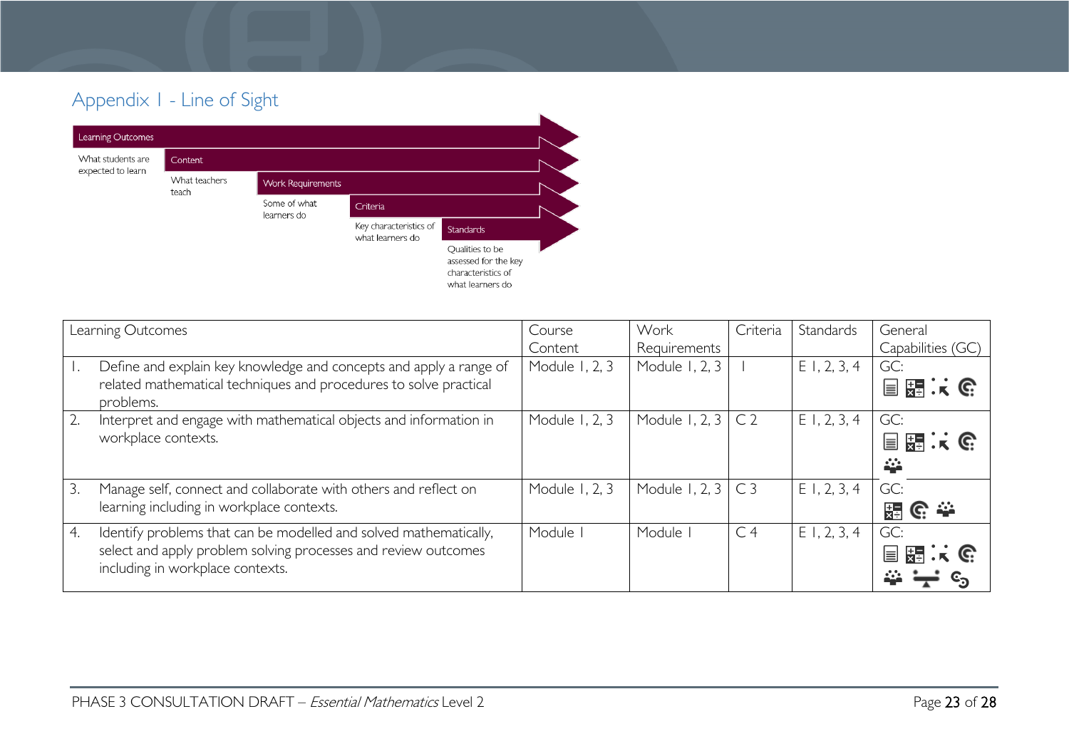## Appendix 1 - Line of Sight

Learning Outcomes — What students are expected to learn

Content — What teachers teach

Work Requirements — Some of what learners do

Criteria — Key characteristics of what learners do

Standards — Qualities to be assessed for the key characteristics of what learners do

| Learning Outcomes | Course Content | Work Requirements | Criteria | Standards | General Capabilities (GC) |
|---|---|---|---|---|---|
| 1. Define and explain key knowledge and concepts and apply a range of related mathematical techniques and procedures to solve practical problems. | Module 1, 2, 3 | Module 1, 2, 3 | 1 | E 1, 2, 3, 4 | GC: |
| 2. Interpret and engage with mathematical objects and information in workplace contexts. | Module 1, 2, 3 | Module 1, 2, 3 | C 2 | E 1, 2, 3, 4 | GC: |
| 3. Manage self, connect and collaborate with others and reflect on learning including in workplace contexts. | Module 1, 2, 3 | Module 1, 2, 3 | C 3 | E 1, 2, 3, 4 | GC: |
| 4. Identify problems that can be modelled and solved mathematically, select and apply problem solving processes and review outcomes including in workplace contexts. | Module 1 | Module 1 | C 4 | E 1, 2, 3, 4 | GC: |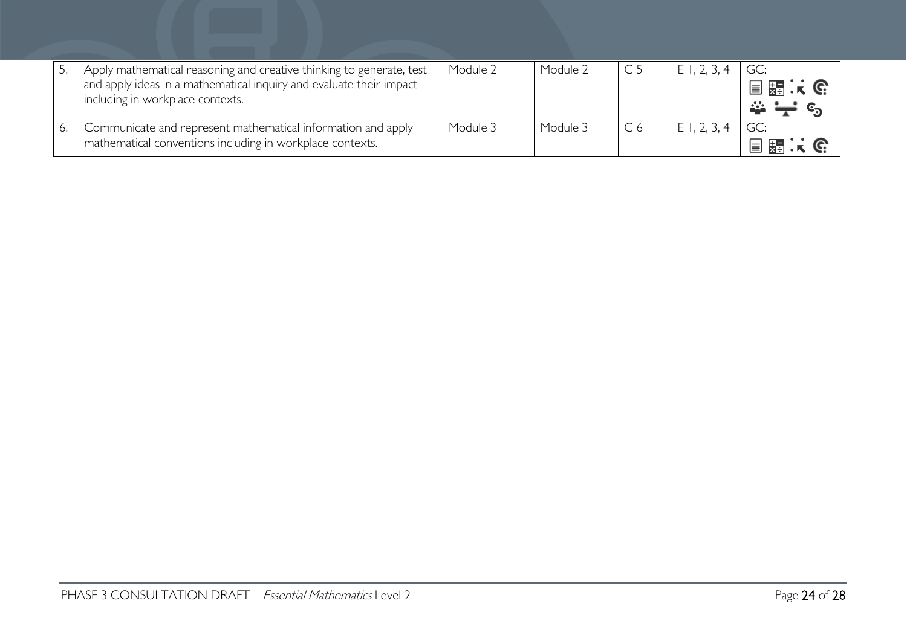| | | | | | |
|---|---|---|---|---|---|
| 5. Apply mathematical reasoning and creative thinking to generate, test and apply ideas in a mathematical inquiry and evaluate their impact including in workplace contexts. | Module 2 | Module 2 | C 5 | E 1, 2, 3, 4 | GC: |
| 6. Communicate and represent mathematical information and apply mathematical conventions including in workplace contexts. | Module 3 | Module 3 | C 6 | E 1, 2, 3, 4 | GC: |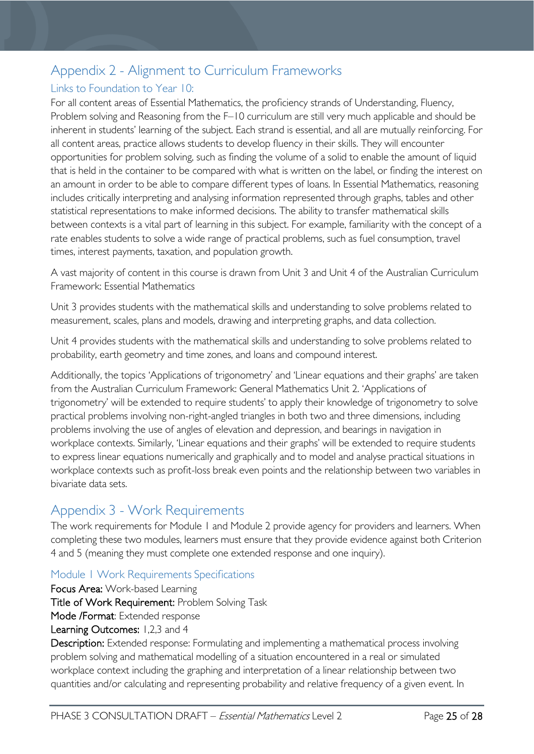# Appendix 2 - Alignment to Curriculum Frameworks

## Links to Foundation to Year 10:

For all content areas of Essential Mathematics, the proficiency strands of Understanding, Fluency, Problem solving and Reasoning from the F–10 curriculum are still very much applicable and should be inherent in students' learning of the subject. Each strand is essential, and all are mutually reinforcing. For all content areas, practice allows students to develop fluency in their skills. They will encounter opportunities for problem solving, such as finding the volume of a solid to enable the amount of liquid that is held in the container to be compared with what is written on the label, or finding the interest on an amount in order to be able to compare different types of loans. In Essential Mathematics, reasoning includes critically interpreting and analysing information represented through graphs, tables and other statistical representations to make informed decisions. The ability to transfer mathematical skills between contexts is a vital part of learning in this subject. For example, familiarity with the concept of a rate enables students to solve a wide range of practical problems, such as fuel consumption, travel times, interest payments, taxation, and population growth.

A vast majority of content in this course is drawn from Unit 3 and Unit 4 of the Australian Curriculum Framework: Essential Mathematics

Unit 3 provides students with the mathematical skills and understanding to solve problems related to measurement, scales, plans and models, drawing and interpreting graphs, and data collection.

Unit 4 provides students with the mathematical skills and understanding to solve problems related to probability, earth geometry and time zones, and loans and compound interest.

Additionally, the topics 'Applications of trigonometry' and 'Linear equations and their graphs' are taken from the Australian Curriculum Framework: General Mathematics Unit 2. 'Applications of trigonometry' will be extended to require students' to apply their knowledge of trigonometry to solve practical problems involving non-right-angled triangles in both two and three dimensions, including problems involving the use of angles of elevation and depression, and bearings in navigation in workplace contexts. Similarly, 'Linear equations and their graphs' will be extended to require students to express linear equations numerically and graphically and to model and analyse practical situations in workplace contexts such as profit-loss break even points and the relationship between two variables in bivariate data sets.

# Appendix 3 - Work Requirements

The work requirements for Module 1 and Module 2 provide agency for providers and learners. When completing these two modules, learners must ensure that they provide evidence against both Criterion 4 and 5 (meaning they must complete one extended response and one inquiry).

## Module 1 Work Requirements Specifications

**Focus Area:** Work-based Learning

**Title of Work Requirement:** Problem Solving Task

**Mode /Format**: Extended response

**Learning Outcomes:** 1,2,3 and 4

**Description:** Extended response: Formulating and implementing a mathematical process involving problem solving and mathematical modelling of a situation encountered in a real or simulated workplace context including the graphing and interpretation of a linear relationship between two quantities and/or calculating and representing probability and relative frequency of a given event. In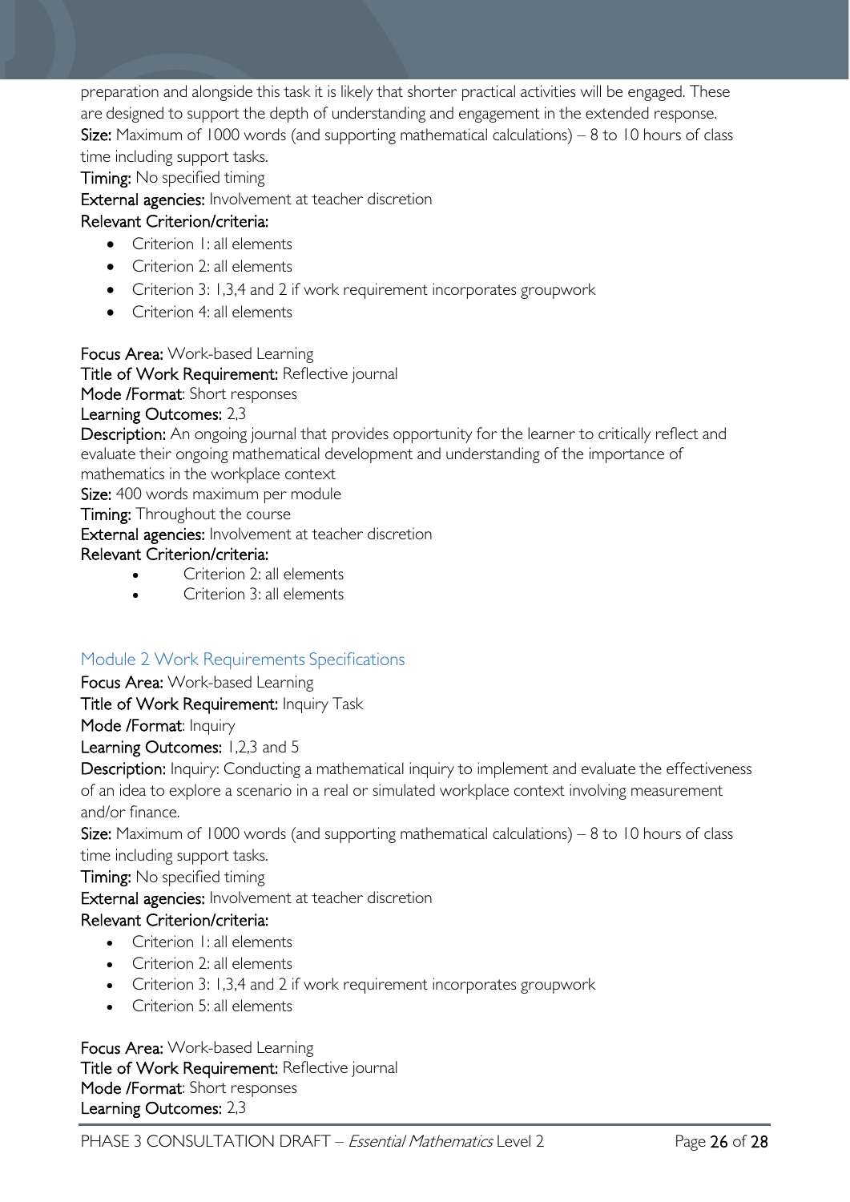preparation and alongside this task it is likely that shorter practical activities will be engaged. These are designed to support the depth of understanding and engagement in the extended response.
**Size:** Maximum of 1000 words (and supporting mathematical calculations) – 8 to 10 hours of class time including support tasks.
**Timing:** No specified timing
**External agencies:** Involvement at teacher discretion
**Relevant Criterion/criteria:**

- Criterion 1: all elements
- Criterion 2: all elements
- Criterion 3: 1,3,4 and 2 if work requirement incorporates groupwork
- Criterion 4: all elements

**Focus Area:** Work-based Learning
**Title of Work Requirement:** Reflective journal
**Mode /Format**: Short responses
**Learning Outcomes:** 2,3
**Description:** An ongoing journal that provides opportunity for the learner to critically reflect and evaluate their ongoing mathematical development and understanding of the importance of mathematics in the workplace context
**Size:** 400 words maximum per module
**Timing:** Throughout the course
**External agencies:** Involvement at teacher discretion
**Relevant Criterion/criteria:**

- Criterion 2: all elements
- Criterion 3: all elements

## Module 2 Work Requirements Specifications

**Focus Area:** Work-based Learning
**Title of Work Requirement:** Inquiry Task
**Mode /Format**: Inquiry
**Learning Outcomes:** 1,2,3 and 5
**Description:** Inquiry: Conducting a mathematical inquiry to implement and evaluate the effectiveness of an idea to explore a scenario in a real or simulated workplace context involving measurement and/or finance.
**Size:** Maximum of 1000 words (and supporting mathematical calculations) – 8 to 10 hours of class time including support tasks.
**Timing:** No specified timing
**External agencies:** Involvement at teacher discretion
**Relevant Criterion/criteria:**

- Criterion 1: all elements
- Criterion 2: all elements
- Criterion 3: 1,3,4 and 2 if work requirement incorporates groupwork
- Criterion 5: all elements

**Focus Area:** Work-based Learning
**Title of Work Requirement:** Reflective journal
**Mode /Format**: Short responses
**Learning Outcomes:** 2,3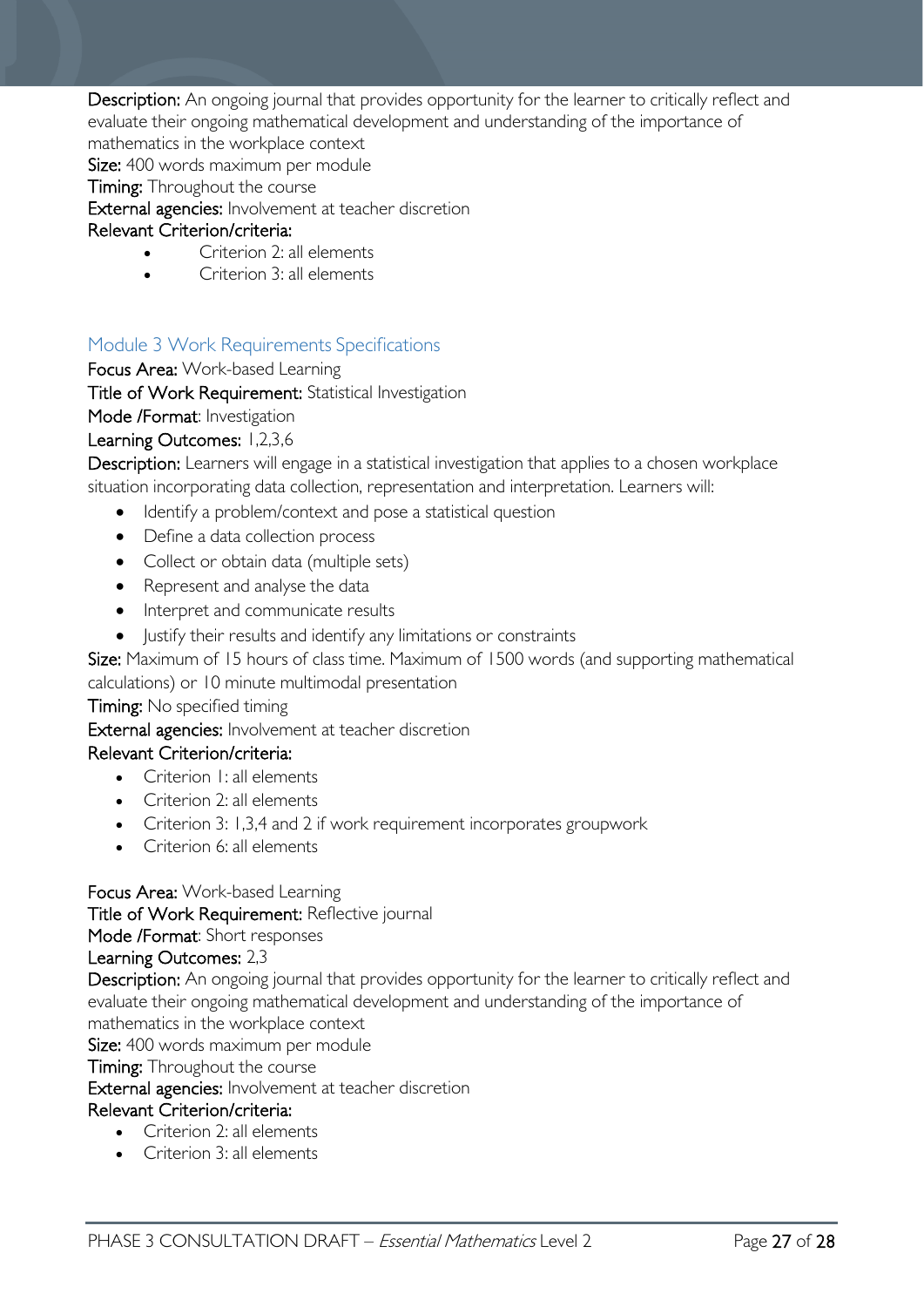**Description:** An ongoing journal that provides opportunity for the learner to critically reflect and evaluate their ongoing mathematical development and understanding of the importance of mathematics in the workplace context

**Size:** 400 words maximum per module

**Timing:** Throughout the course

**External agencies:** Involvement at teacher discretion

**Relevant Criterion/criteria:**

- Criterion 2: all elements
- Criterion 3: all elements

### Module 3 Work Requirements Specifications

**Focus Area:** Work-based Learning

**Title of Work Requirement:** Statistical Investigation

**Mode /Format**: Investigation

**Learning Outcomes:** 1,2,3,6

**Description:** Learners will engage in a statistical investigation that applies to a chosen workplace situation incorporating data collection, representation and interpretation. Learners will:

- Identify a problem/context and pose a statistical question
- Define a data collection process
- Collect or obtain data (multiple sets)
- Represent and analyse the data
- Interpret and communicate results
- Justify their results and identify any limitations or constraints

**Size:** Maximum of 15 hours of class time. Maximum of 1500 words (and supporting mathematical calculations) or 10 minute multimodal presentation

**Timing:** No specified timing

**External agencies:** Involvement at teacher discretion

**Relevant Criterion/criteria:**

- Criterion 1: all elements
- Criterion 2: all elements
- Criterion 3: 1,3,4 and 2 if work requirement incorporates groupwork
- Criterion 6: all elements

**Focus Area:** Work-based Learning

**Title of Work Requirement:** Reflective journal

**Mode /Format**: Short responses

**Learning Outcomes:** 2,3

**Description:** An ongoing journal that provides opportunity for the learner to critically reflect and evaluate their ongoing mathematical development and understanding of the importance of mathematics in the workplace context

**Size:** 400 words maximum per module

**Timing:** Throughout the course

**External agencies:** Involvement at teacher discretion

**Relevant Criterion/criteria:**

- Criterion 2: all elements
- Criterion 3: all elements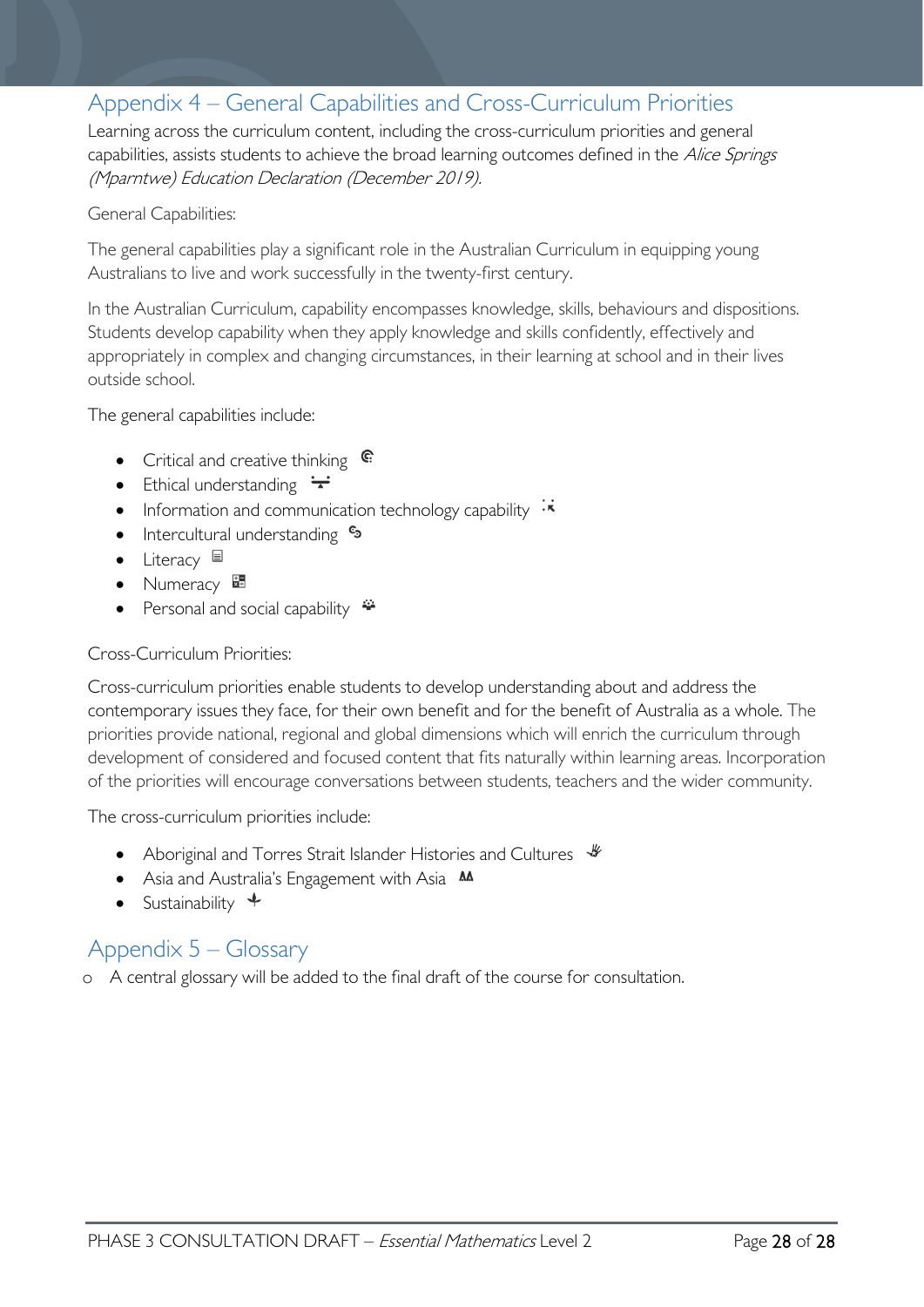## Appendix 4 – General Capabilities and Cross-Curriculum Priorities

Learning across the curriculum content, including the cross-curriculum priorities and general capabilities, assists students to achieve the broad learning outcomes defined in the *Alice Springs (Mparntwe) Education Declaration (December 2019).*

General Capabilities:

The general capabilities play a significant role in the Australian Curriculum in equipping young Australians to live and work successfully in the twenty-first century.

In the Australian Curriculum, capability encompasses knowledge, skills, behaviours and dispositions. Students develop capability when they apply knowledge and skills confidently, effectively and appropriately in complex and changing circumstances, in their learning at school and in their lives outside school.

The general capabilities include:

- Critical and creative thinking
- Ethical understanding
- Information and communication technology capability
- Intercultural understanding
- Literacy
- Numeracy
- Personal and social capability

Cross-Curriculum Priorities:

Cross-curriculum priorities enable students to develop understanding about and address the contemporary issues they face, for their own benefit and for the benefit of Australia as a whole. The priorities provide national, regional and global dimensions which will enrich the curriculum through development of considered and focused content that fits naturally within learning areas. Incorporation of the priorities will encourage conversations between students, teachers and the wider community.

The cross-curriculum priorities include:

- Aboriginal and Torres Strait Islander Histories and Cultures
- Asia and Australia's Engagement with Asia
- Sustainability

## Appendix 5 – Glossary

- A central glossary will be added to the final draft of the course for consultation.